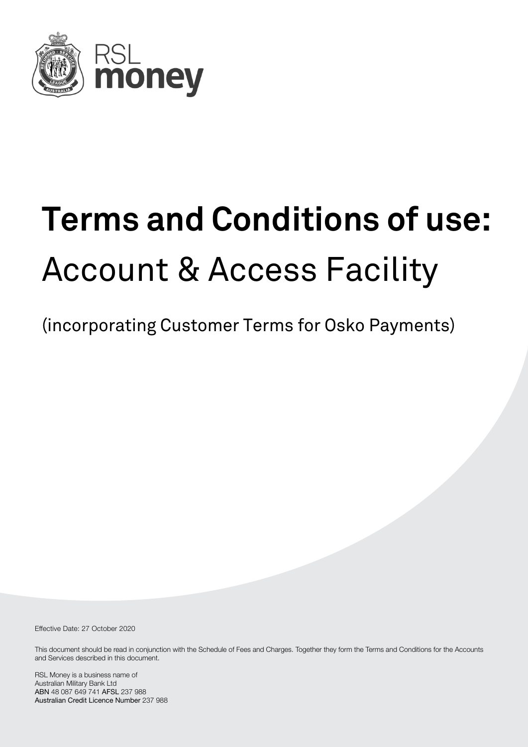RSL
money

# **Terms and Conditions of use:** Account & Access Facility

(incorporating Customer Terms for Osko Payments)

Effective Date: 27 October 2020

This document should be read in conjunction with the Schedule of Fees and Charges. Together they form the Terms and Conditions for the Accounts and Services described in this document.

RSL Money is a business name of
Australian Military Bank Ltd
**ABN** 48 087 649 741 **AFSL** 237 988
**Australian Credit Licence Number** 237 988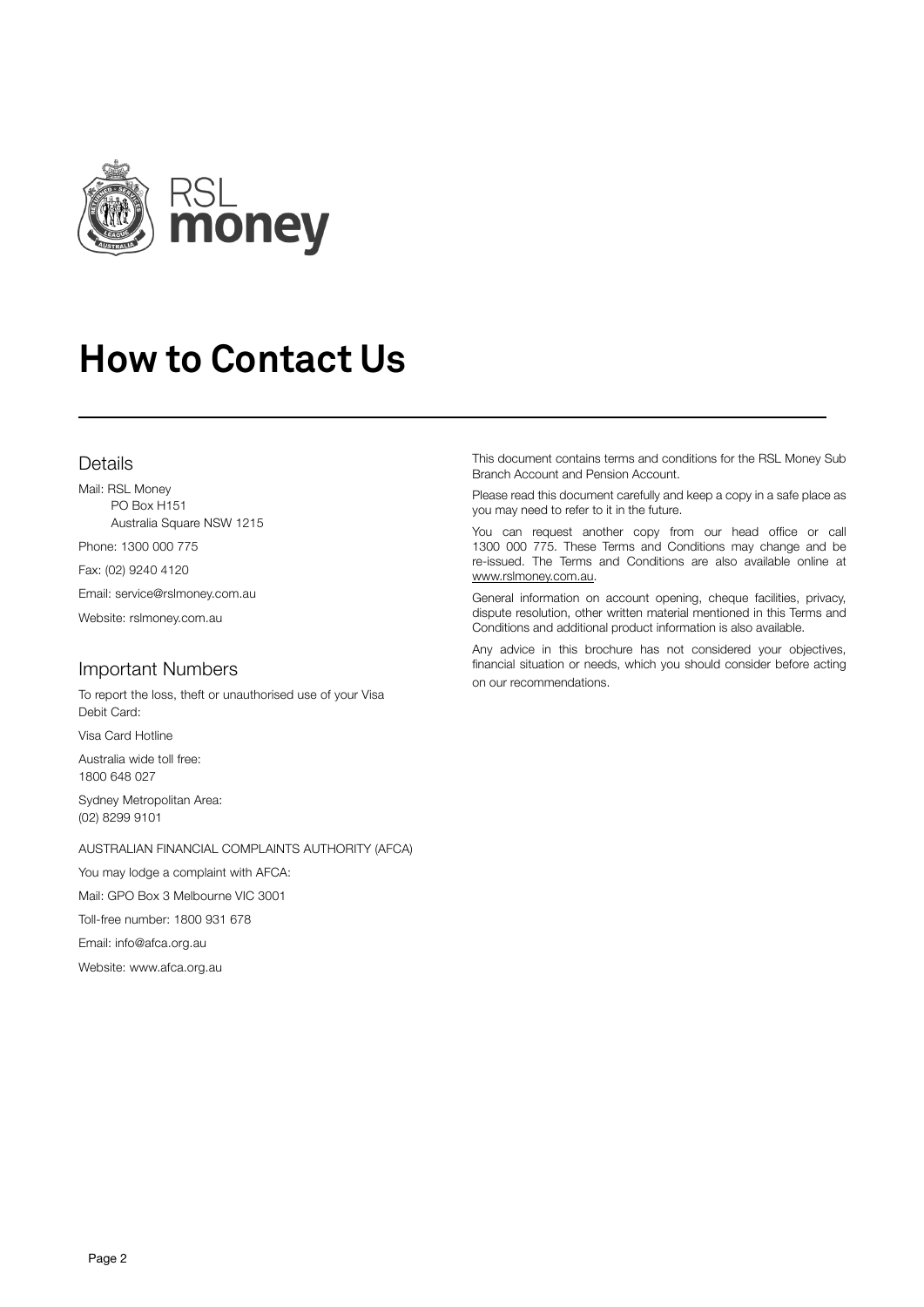RSL **money**

# How to Contact Us

## Details

Mail: RSL Money
PO Box H151
Australia Square NSW 1215

Phone: 1300 000 775

Fax: (02) 9240 4120

Email: service@rslmoney.com.au

Website: rslmoney.com.au

## Important Numbers

To report the loss, theft or unauthorised use of your Visa Debit Card:

Visa Card Hotline

Australia wide toll free:
1800 648 027

Sydney Metropolitan Area:
(02) 8299 9101

AUSTRALIAN FINANCIAL COMPLAINTS AUTHORITY (AFCA)

You may lodge a complaint with AFCA:

Mail: GPO Box 3 Melbourne VIC 3001

Toll-free number: 1800 931 678

Email: info@afca.org.au

Website: www.afca.org.au

This document contains terms and conditions for the RSL Money Sub Branch Account and Pension Account.

Please read this document carefully and keep a copy in a safe place as you may need to refer to it in the future.

You can request another copy from our head office or call 1300 000 775. These Terms and Conditions may change and be re-issued. The Terms and Conditions are also available online at www.rslmoney.com.au.

General information on account opening, cheque facilities, privacy, dispute resolution, other written material mentioned in this Terms and Conditions and additional product information is also available.

Any advice in this brochure has not considered your objectives, financial situation or needs, which you should consider before acting on our recommendations.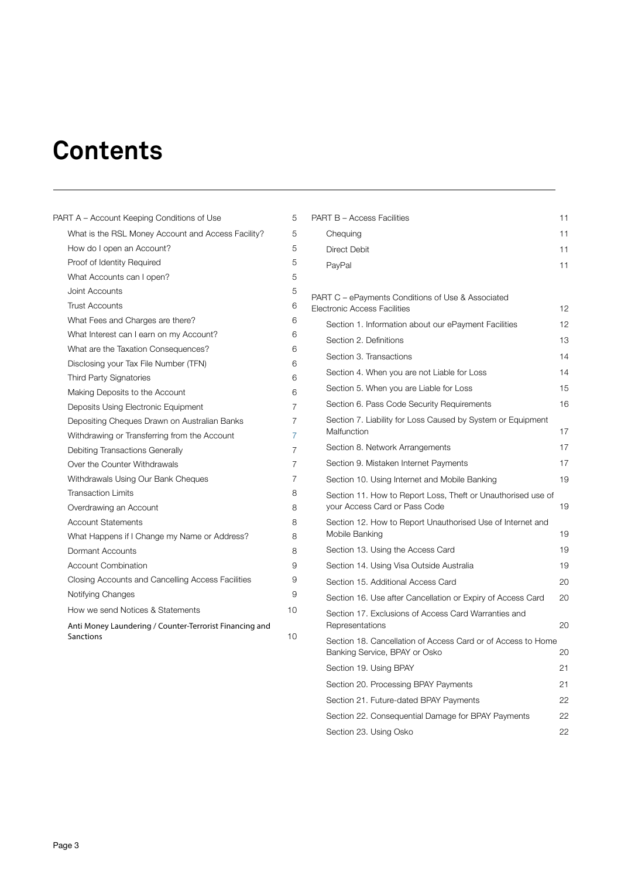# Contents

| | |
|---|---|
| PART A – Account Keeping Conditions of Use | 5 |
| What is the RSL Money Account and Access Facility? | 5 |
| How do I open an Account? | 5 |
| Proof of Identity Required | 5 |
| What Accounts can I open? | 5 |
| Joint Accounts | 5 |
| Trust Accounts | 6 |
| What Fees and Charges are there? | 6 |
| What Interest can I earn on my Account? | 6 |
| What are the Taxation Consequences? | 6 |
| Disclosing your Tax File Number (TFN) | 6 |
| Third Party Signatories | 6 |
| Making Deposits to the Account | 6 |
| Deposits Using Electronic Equipment | 7 |
| Depositing Cheques Drawn on Australian Banks | 7 |
| Withdrawing or Transferring from the Account | 7 |
| Debiting Transactions Generally | 7 |
| Over the Counter Withdrawals | 7 |
| Withdrawals Using Our Bank Cheques | 7 |
| Transaction Limits | 8 |
| Overdrawing an Account | 8 |
| Account Statements | 8 |
| What Happens if I Change my Name or Address? | 8 |
| Dormant Accounts | 8 |
| Account Combination | 9 |
| Closing Accounts and Cancelling Access Facilities | 9 |
| Notifying Changes | 9 |
| How we send Notices & Statements | 10 |
| Anti Money Laundering / Counter-Terrorist Financing and Sanctions | 10 |
| PART B – Access Facilities | 11 |
| Chequing | 11 |
| Direct Debit | 11 |
| PayPal | 11 |
| PART C – ePayments Conditions of Use & Associated Electronic Access Facilities | 12 |
| Section 1. Information about our ePayment Facilities | 12 |
| Section 2. Definitions | 13 |
| Section 3. Transactions | 14 |
| Section 4. When you are not Liable for Loss | 14 |
| Section 5. When you are Liable for Loss | 15 |
| Section 6. Pass Code Security Requirements | 16 |
| Section 7. Liability for Loss Caused by System or Equipment Malfunction | 17 |
| Section 8. Network Arrangements | 17 |
| Section 9. Mistaken Internet Payments | 17 |
| Section 10. Using Internet and Mobile Banking | 19 |
| Section 11. How to Report Loss, Theft or Unauthorised use of your Access Card or Pass Code | 19 |
| Section 12. How to Report Unauthorised Use of Internet and Mobile Banking | 19 |
| Section 13. Using the Access Card | 19 |
| Section 14. Using Visa Outside Australia | 19 |
| Section 15. Additional Access Card | 20 |
| Section 16. Use after Cancellation or Expiry of Access Card | 20 |
| Section 17. Exclusions of Access Card Warranties and Representations | 20 |
| Section 18. Cancellation of Access Card or of Access to Home Banking Service, BPAY or Osko | 20 |
| Section 19. Using BPAY | 21 |
| Section 20. Processing BPAY Payments | 21 |
| Section 21. Future-dated BPAY Payments | 22 |
| Section 22. Consequential Damage for BPAY Payments | 22 |
| Section 23. Using Osko | 22 |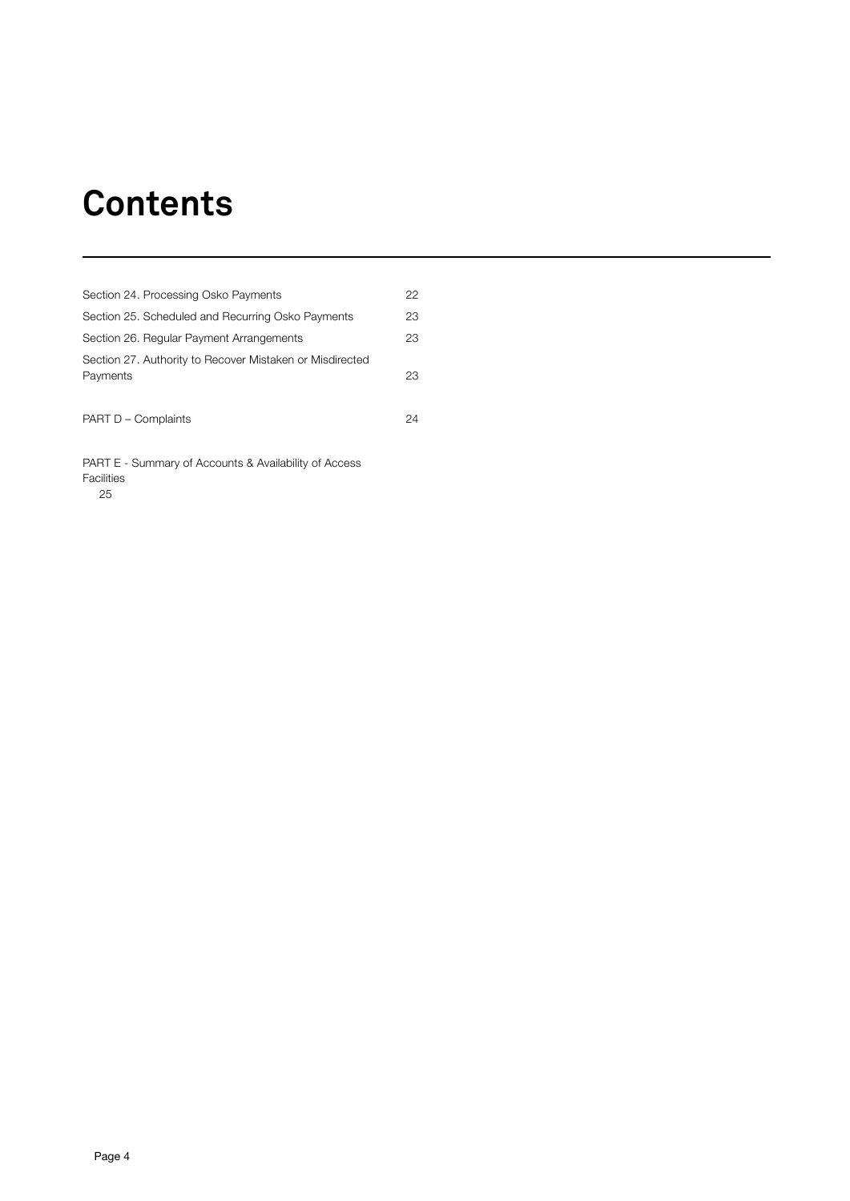# Contents

| | |
|---|---|
| Section 24. Processing Osko Payments | 22 |
| Section 25. Scheduled and Recurring Osko Payments | 23 |
| Section 26. Regular Payment Arrangements | 23 |
| Section 27. Authority to Recover Mistaken or Misdirected Payments | 23 |
| PART D – Complaints | 24 |
| PART E - Summary of Accounts & Availability of Access Facilities | 25 |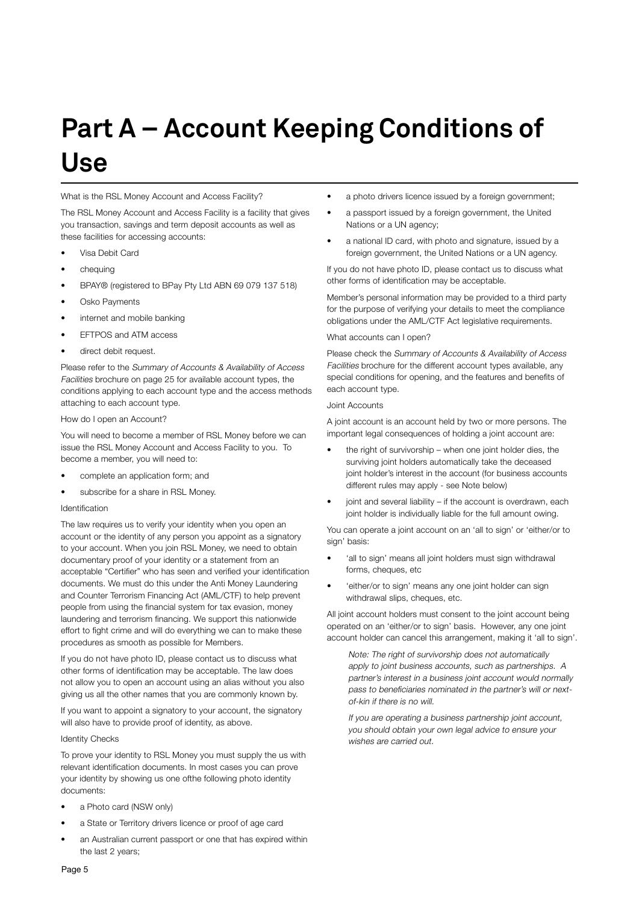# Part A – Account Keeping Conditions of Use

What is the RSL Money Account and Access Facility?

The RSL Money Account and Access Facility is a facility that gives you transaction, savings and term deposit accounts as well as these facilities for accessing accounts:

- Visa Debit Card
- chequing
- BPAY® (registered to BPay Pty Ltd ABN 69 079 137 518)
- Osko Payments
- internet and mobile banking
- EFTPOS and ATM access
- direct debit request.

Please refer to the *Summary of Accounts & Availability of Access Facilities* brochure on page 25 for available account types, the conditions applying to each account type and the access methods attaching to each account type.

How do I open an Account?

You will need to become a member of RSL Money before we can issue the RSL Money Account and Access Facility to you. To become a member, you will need to:

- complete an application form; and
- subscribe for a share in RSL Money.

Identification

The law requires us to verify your identity when you open an account or the identity of any person you appoint as a signatory to your account. When you join RSL Money, we need to obtain documentary proof of your identity or a statement from an acceptable "Certifier" who has seen and verified your identification documents. We must do this under the Anti Money Laundering and Counter Terrorism Financing Act (AML/CTF) to help prevent people from using the financial system for tax evasion, money laundering and terrorism financing. We support this nationwide effort to fight crime and will do everything we can to make these procedures as smooth as possible for Members.

If you do not have photo ID, please contact us to discuss what other forms of identification may be acceptable. The law does not allow you to open an account using an alias without you also giving us all the other names that you are commonly known by.

If you want to appoint a signatory to your account, the signatory will also have to provide proof of identity, as above.

Identity Checks

To prove your identity to RSL Money you must supply the us with relevant identification documents. In most cases you can prove your identity by showing us one ofthe following photo identity documents:

- a Photo card (NSW only)
- a State or Territory drivers licence or proof of age card
- an Australian current passport or one that has expired within the last 2 years;
- a photo drivers licence issued by a foreign government;
- a passport issued by a foreign government, the United Nations or a UN agency;
- a national ID card, with photo and signature, issued by a foreign government, the United Nations or a UN agency.

If you do not have photo ID, please contact us to discuss what other forms of identification may be acceptable.

Member's personal information may be provided to a third party for the purpose of verifying your details to meet the compliance obligations under the AML/CTF Act legislative requirements.

What accounts can I open?

Please check the *Summary of Accounts & Availability of Access Facilities* brochure for the different account types available, any special conditions for opening, and the features and benefits of each account type.

Joint Accounts

A joint account is an account held by two or more persons. The important legal consequences of holding a joint account are:

- the right of survivorship – when one joint holder dies, the surviving joint holders automatically take the deceased joint holder's interest in the account (for business accounts different rules may apply - see Note below)
- joint and several liability – if the account is overdrawn, each joint holder is individually liable for the full amount owing.

You can operate a joint account on an 'all to sign' or 'either/or to sign' basis:

- 'all to sign' means all joint holders must sign withdrawal forms, cheques, etc
- 'either/or to sign' means any one joint holder can sign withdrawal slips, cheques, etc.

All joint account holders must consent to the joint account being operated on an 'either/or to sign' basis. However, any one joint account holder can cancel this arrangement, making it 'all to sign'.

*Note: The right of survivorship does not automatically apply to joint business accounts, such as partnerships. A partner's interest in a business joint account would normally pass to beneficiaries nominated in the partner's will or next-of-kin if there is no will.*

*If you are operating a business partnership joint account, you should obtain your own legal advice to ensure your wishes are carried out.*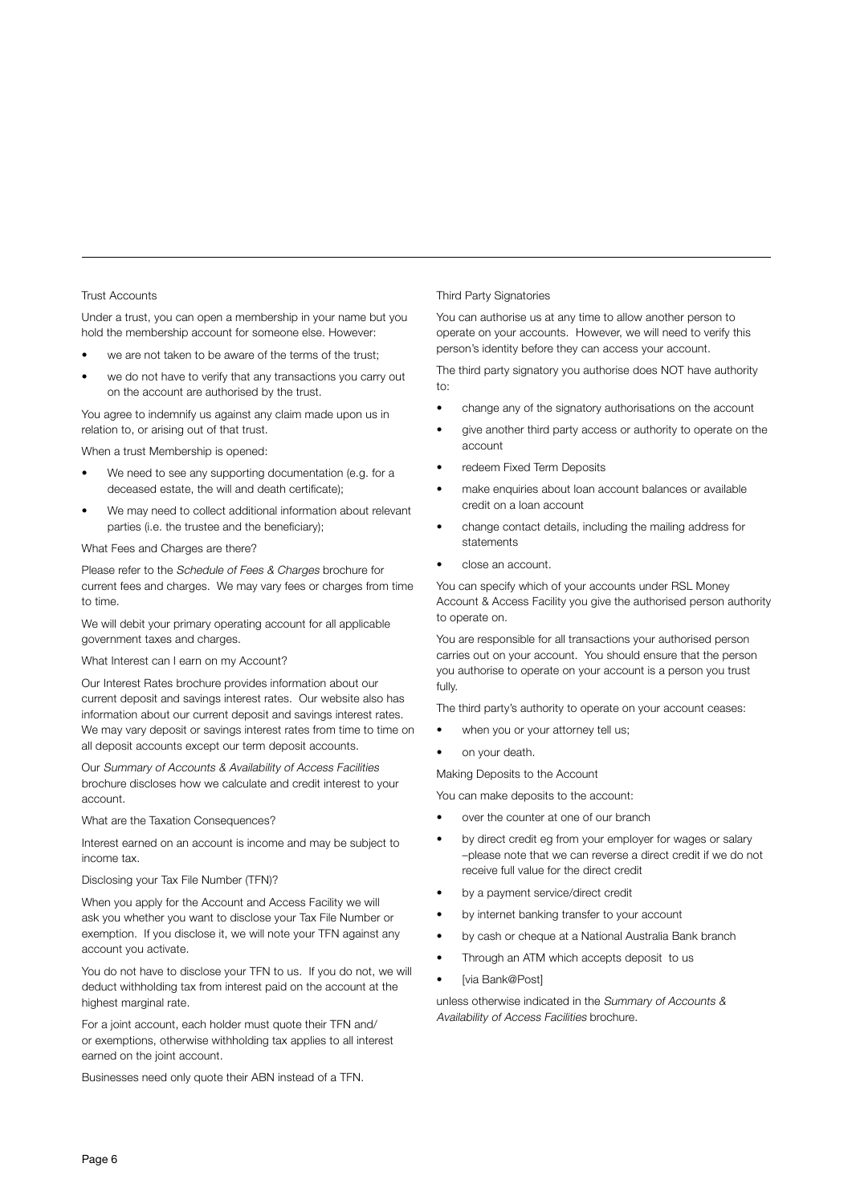### Trust Accounts

Under a trust, you can open a membership in your name but you hold the membership account for someone else. However:

- we are not taken to be aware of the terms of the trust;
- we do not have to verify that any transactions you carry out on the account are authorised by the trust.

You agree to indemnify us against any claim made upon us in relation to, or arising out of that trust.

When a trust Membership is opened:

- We need to see any supporting documentation (e.g. for a deceased estate, the will and death certificate);
- We may need to collect additional information about relevant parties (i.e. the trustee and the beneficiary);

### What Fees and Charges are there?

Please refer to the *Schedule of Fees & Charges* brochure for current fees and charges. We may vary fees or charges from time to time.

We will debit your primary operating account for all applicable government taxes and charges.

### What Interest can I earn on my Account?

Our Interest Rates brochure provides information about our current deposit and savings interest rates. Our website also has information about our current deposit and savings interest rates. We may vary deposit or savings interest rates from time to time on all deposit accounts except our term deposit accounts.

Our *Summary of Accounts & Availability of Access Facilities* brochure discloses how we calculate and credit interest to your account.

### What are the Taxation Consequences?

Interest earned on an account is income and may be subject to income tax.

### Disclosing your Tax File Number (TFN)?

When you apply for the Account and Access Facility we will ask you whether you want to disclose your Tax File Number or exemption. If you disclose it, we will note your TFN against any account you activate.

You do not have to disclose your TFN to us. If you do not, we will deduct withholding tax from interest paid on the account at the highest marginal rate.

For a joint account, each holder must quote their TFN and/ or exemptions, otherwise withholding tax applies to all interest earned on the joint account.

Businesses need only quote their ABN instead of a TFN.

### Third Party Signatories

You can authorise us at any time to allow another person to operate on your accounts. However, we will need to verify this person's identity before they can access your account.

The third party signatory you authorise does NOT have authority to:

- change any of the signatory authorisations on the account
- give another third party access or authority to operate on the account
- redeem Fixed Term Deposits
- make enquiries about loan account balances or available credit on a loan account
- change contact details, including the mailing address for statements
- close an account.

You can specify which of your accounts under RSL Money Account & Access Facility you give the authorised person authority to operate on.

You are responsible for all transactions your authorised person carries out on your account. You should ensure that the person you authorise to operate on your account is a person you trust fully.

The third party's authority to operate on your account ceases:

- when you or your attorney tell us;
- on your death.

### Making Deposits to the Account

You can make deposits to the account:

- over the counter at one of our branch
- by direct credit eg from your employer for wages or salary –please note that we can reverse a direct credit if we do not receive full value for the direct credit
- by a payment service/direct credit
- by internet banking transfer to your account
- by cash or cheque at a National Australia Bank branch
- Through an ATM which accepts deposit to us
- [via Bank@Post]

unless otherwise indicated in the *Summary of Accounts & Availability of Access Facilities* brochure.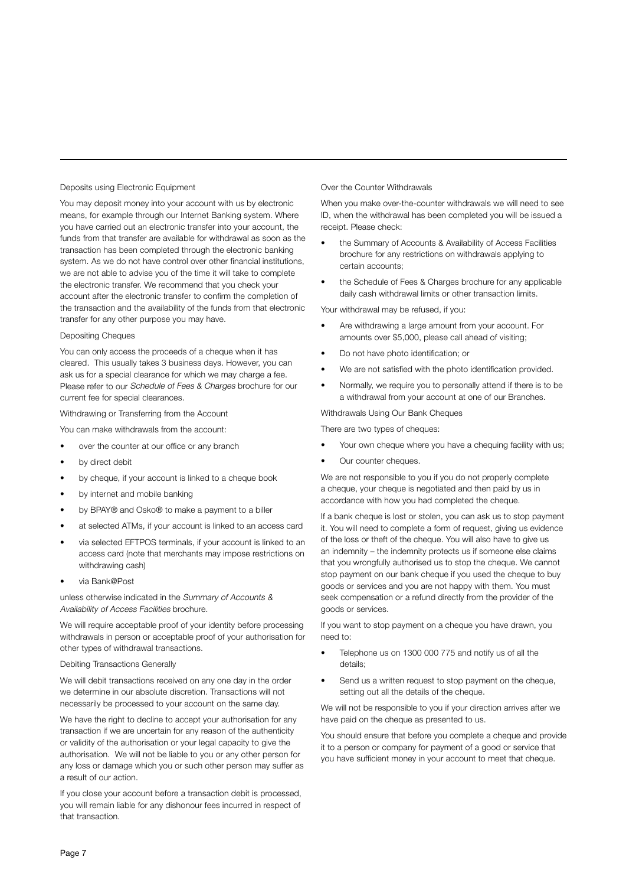### Deposits using Electronic Equipment

You may deposit money into your account with us by electronic means, for example through our Internet Banking system. Where you have carried out an electronic transfer into your account, the funds from that transfer are available for withdrawal as soon as the transaction has been completed through the electronic banking system. As we do not have control over other financial institutions, we are not able to advise you of the time it will take to complete the electronic transfer. We recommend that you check your account after the electronic transfer to confirm the completion of the transaction and the availability of the funds from that electronic transfer for any other purpose you may have.

### Depositing Cheques

You can only access the proceeds of a cheque when it has cleared. This usually takes 3 business days. However, you can ask us for a special clearance for which we may charge a fee. Please refer to our *Schedule of Fees & Charges* brochure for our current fee for special clearances.

### Withdrawing or Transferring from the Account

You can make withdrawals from the account:

- over the counter at our office or any branch
- by direct debit
- by cheque, if your account is linked to a cheque book
- by internet and mobile banking
- by BPAY® and Osko® to make a payment to a biller
- at selected ATMs, if your account is linked to an access card
- via selected EFTPOS terminals, if your account is linked to an access card (note that merchants may impose restrictions on withdrawing cash)
- via Bank@Post

unless otherwise indicated in the *Summary of Accounts & Availability of Access Facilities* brochure.

We will require acceptable proof of your identity before processing withdrawals in person or acceptable proof of your authorisation for other types of withdrawal transactions.

### Debiting Transactions Generally

We will debit transactions received on any one day in the order we determine in our absolute discretion. Transactions will not necessarily be processed to your account on the same day.

We have the right to decline to accept your authorisation for any transaction if we are uncertain for any reason of the authenticity or validity of the authorisation or your legal capacity to give the authorisation. We will not be liable to you or any other person for any loss or damage which you or such other person may suffer as a result of our action.

If you close your account before a transaction debit is processed, you will remain liable for any dishonour fees incurred in respect of that transaction.

### Over the Counter Withdrawals

When you make over-the-counter withdrawals we will need to see ID, when the withdrawal has been completed you will be issued a receipt. Please check:

- the Summary of Accounts & Availability of Access Facilities brochure for any restrictions on withdrawals applying to certain accounts;
- the Schedule of Fees & Charges brochure for any applicable daily cash withdrawal limits or other transaction limits.

Your withdrawal may be refused, if you:

- Are withdrawing a large amount from your account. For amounts over $5,000, please call ahead of visiting;
- Do not have photo identification; or
- We are not satisfied with the photo identification provided.
- Normally, we require you to personally attend if there is to be a withdrawal from your account at one of our Branches.

### Withdrawals Using Our Bank Cheques

There are two types of cheques:

- Your own cheque where you have a chequing facility with us;
- Our counter cheques.

We are not responsible to you if you do not properly complete a cheque, your cheque is negotiated and then paid by us in accordance with how you had completed the cheque.

If a bank cheque is lost or stolen, you can ask us to stop payment it. You will need to complete a form of request, giving us evidence of the loss or theft of the cheque. You will also have to give us an indemnity – the indemnity protects us if someone else claims that you wrongfully authorised us to stop the cheque. We cannot stop payment on our bank cheque if you used the cheque to buy goods or services and you are not happy with them. You must seek compensation or a refund directly from the provider of the goods or services.

If you want to stop payment on a cheque you have drawn, you need to:

- Telephone us on 1300 000 775 and notify us of all the details;
- Send us a written request to stop payment on the cheque, setting out all the details of the cheque.

We will not be responsible to you if your direction arrives after we have paid on the cheque as presented to us.

You should ensure that before you complete a cheque and provide it to a person or company for payment of a good or service that you have sufficient money in your account to meet that cheque.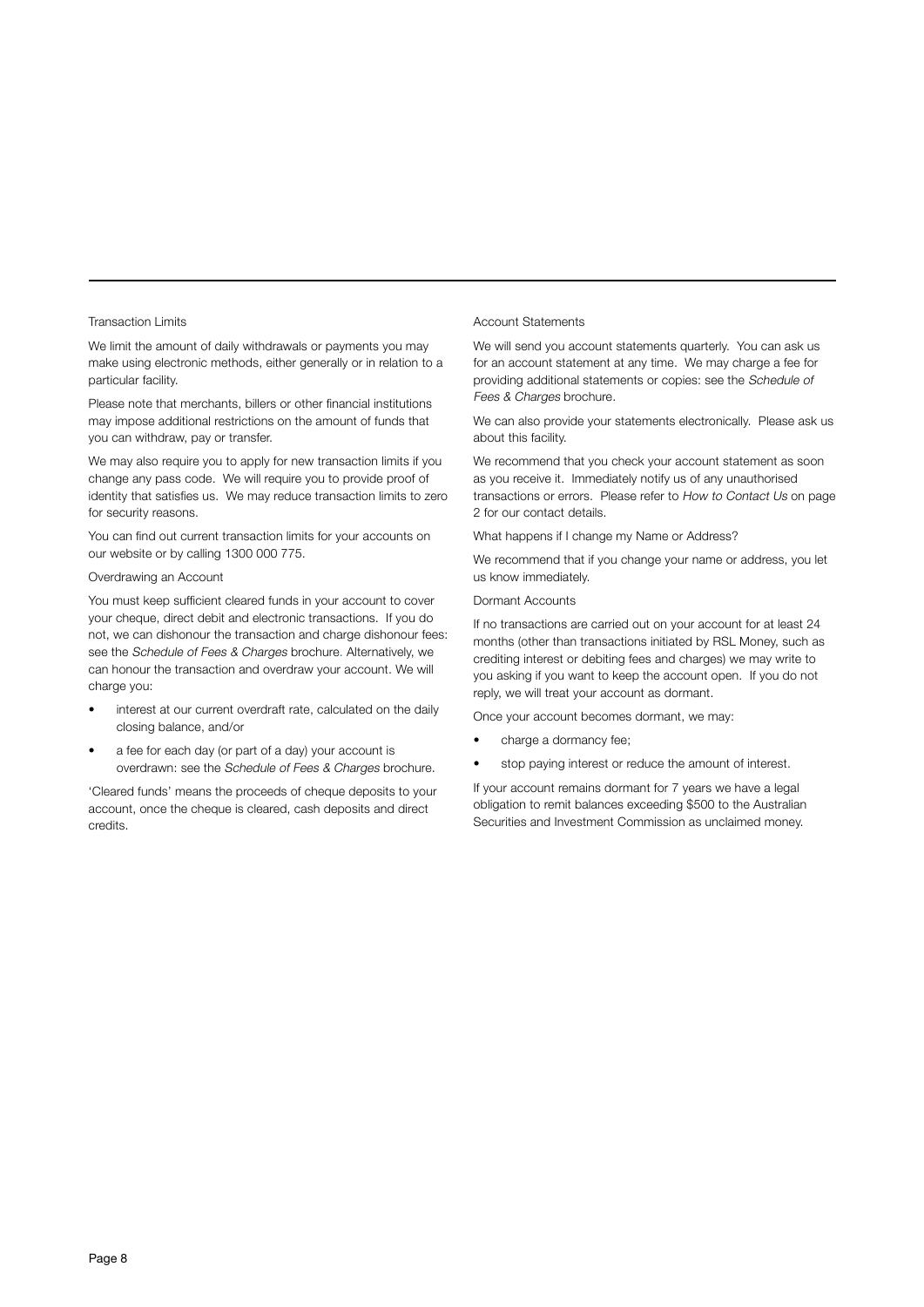### Transaction Limits

We limit the amount of daily withdrawals or payments you may make using electronic methods, either generally or in relation to a particular facility.

Please note that merchants, billers or other financial institutions may impose additional restrictions on the amount of funds that you can withdraw, pay or transfer.

We may also require you to apply for new transaction limits if you change any pass code. We will require you to provide proof of identity that satisfies us. We may reduce transaction limits to zero for security reasons.

You can find out current transaction limits for your accounts on our website or by calling 1300 000 775.

### Overdrawing an Account

You must keep sufficient cleared funds in your account to cover your cheque, direct debit and electronic transactions. If you do not, we can dishonour the transaction and charge dishonour fees: see the *Schedule of Fees & Charges* brochure. Alternatively, we can honour the transaction and overdraw your account. We will charge you:

- interest at our current overdraft rate, calculated on the daily closing balance, and/or
- a fee for each day (or part of a day) your account is overdrawn: see the *Schedule of Fees & Charges* brochure.

'Cleared funds' means the proceeds of cheque deposits to your account, once the cheque is cleared, cash deposits and direct credits.

### Account Statements

We will send you account statements quarterly. You can ask us for an account statement at any time. We may charge a fee for providing additional statements or copies: see the *Schedule of Fees & Charges* brochure.

We can also provide your statements electronically. Please ask us about this facility.

We recommend that you check your account statement as soon as you receive it. Immediately notify us of any unauthorised transactions or errors. Please refer to *How to Contact Us* on page 2 for our contact details.

### What happens if I change my Name or Address?

We recommend that if you change your name or address, you let us know immediately.

### Dormant Accounts

If no transactions are carried out on your account for at least 24 months (other than transactions initiated by RSL Money, such as crediting interest or debiting fees and charges) we may write to you asking if you want to keep the account open. If you do not reply, we will treat your account as dormant.

Once your account becomes dormant, we may:

- charge a dormancy fee;
- stop paying interest or reduce the amount of interest.

If your account remains dormant for 7 years we have a legal obligation to remit balances exceeding $500 to the Australian Securities and Investment Commission as unclaimed money.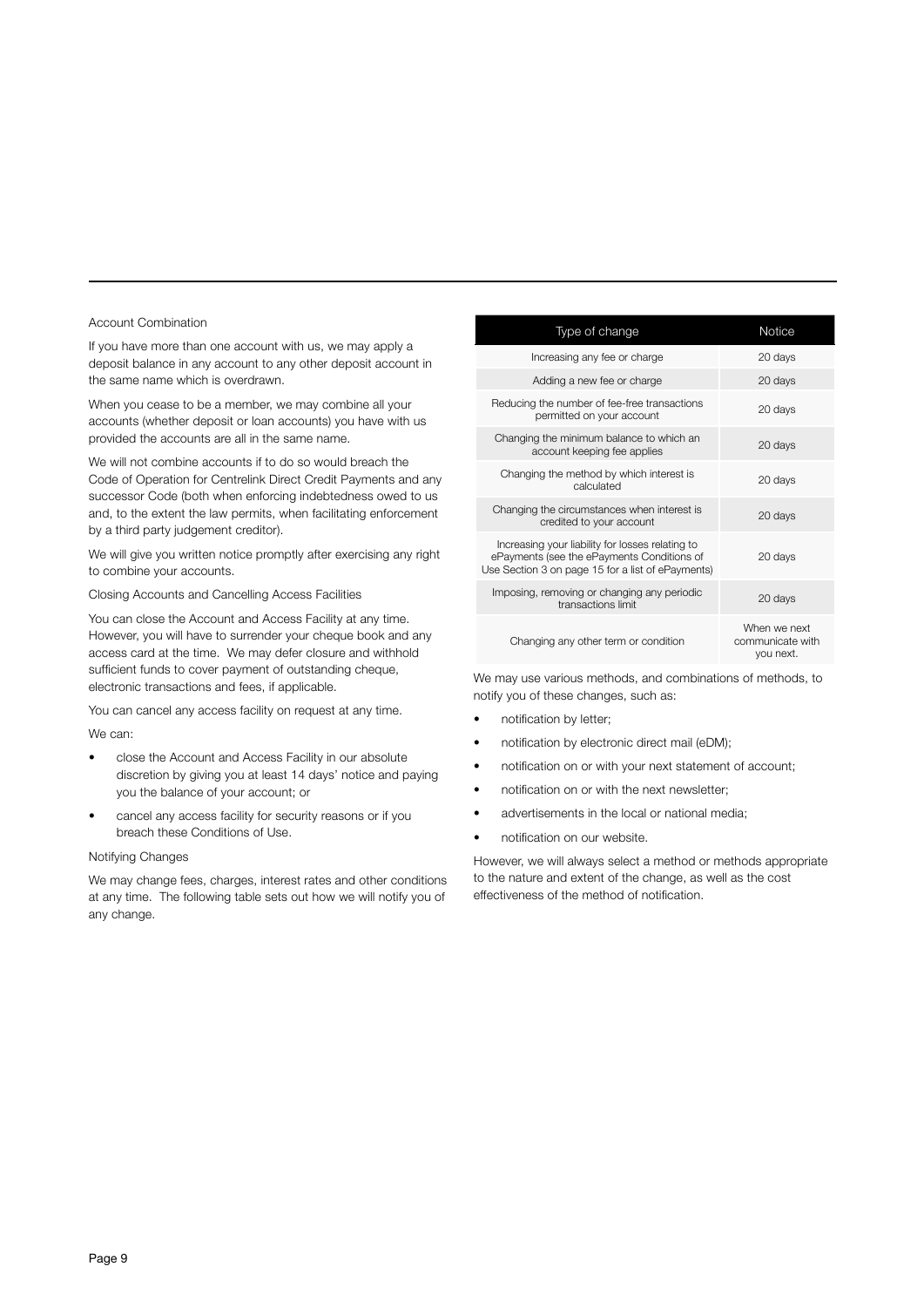### Account Combination

If you have more than one account with us, we may apply a deposit balance in any account to any other deposit account in the same name which is overdrawn.

When you cease to be a member, we may combine all your accounts (whether deposit or loan accounts) you have with us provided the accounts are all in the same name.

We will not combine accounts if to do so would breach the Code of Operation for Centrelink Direct Credit Payments and any successor Code (both when enforcing indebtedness owed to us and, to the extent the law permits, when facilitating enforcement by a third party judgement creditor).

We will give you written notice promptly after exercising any right to combine your accounts.

### Closing Accounts and Cancelling Access Facilities

You can close the Account and Access Facility at any time. However, you will have to surrender your cheque book and any access card at the time. We may defer closure and withhold sufficient funds to cover payment of outstanding cheque, electronic transactions and fees, if applicable.

You can cancel any access facility on request at any time.

We can:

- close the Account and Access Facility in our absolute discretion by giving you at least 14 days' notice and paying you the balance of your account; or
- cancel any access facility for security reasons or if you breach these Conditions of Use.

### Notifying Changes

We may change fees, charges, interest rates and other conditions at any time. The following table sets out how we will notify you of any change.

| Type of change | Notice |
|---|---|
| Increasing any fee or charge | 20 days |
| Adding a new fee or charge | 20 days |
| Reducing the number of fee-free transactions permitted on your account | 20 days |
| Changing the minimum balance to which an account keeping fee applies | 20 days |
| Changing the method by which interest is calculated | 20 days |
| Changing the circumstances when interest is credited to your account | 20 days |
| Increasing your liability for losses relating to ePayments (see the ePayments Conditions of Use Section 3 on page 15 for a list of ePayments) | 20 days |
| Imposing, removing or changing any periodic transactions limit | 20 days |
| Changing any other term or condition | When we next communicate with you next. |

We may use various methods, and combinations of methods, to notify you of these changes, such as:

- notification by letter;
- notification by electronic direct mail (eDM);
- notification on or with your next statement of account;
- notification on or with the next newsletter;
- advertisements in the local or national media;
- notification on our website.

However, we will always select a method or methods appropriate to the nature and extent of the change, as well as the cost effectiveness of the method of notification.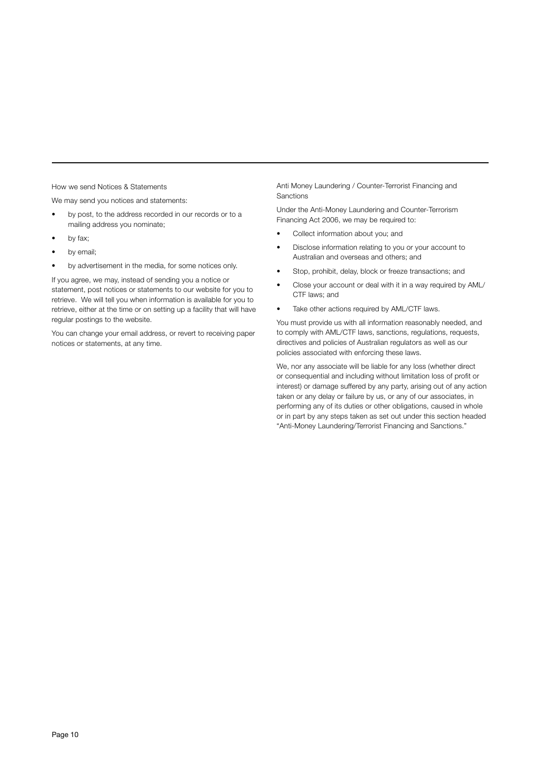## How we send Notices & Statements

We may send you notices and statements:

- by post, to the address recorded in our records or to a mailing address you nominate;
- by fax;
- by email;
- by advertisement in the media, for some notices only.

If you agree, we may, instead of sending you a notice or statement, post notices or statements to our website for you to retrieve. We will tell you when information is available for you to retrieve, either at the time or on setting up a facility that will have regular postings to the website.

You can change your email address, or revert to receiving paper notices or statements, at any time.

## Anti Money Laundering / Counter-Terrorist Financing and Sanctions

Under the Anti-Money Laundering and Counter-Terrorism Financing Act 2006, we may be required to:

- Collect information about you; and
- Disclose information relating to you or your account to Australian and overseas and others; and
- Stop, prohibit, delay, block or freeze transactions; and
- Close your account or deal with it in a way required by AML/CTF laws; and
- Take other actions required by AML/CTF laws.

You must provide us with all information reasonably needed, and to comply with AML/CTF laws, sanctions, regulations, requests, directives and policies of Australian regulators as well as our policies associated with enforcing these laws.

We, nor any associate will be liable for any loss (whether direct or consequential and including without limitation loss of profit or interest) or damage suffered by any party, arising out of any action taken or any delay or failure by us, or any of our associates, in performing any of its duties or other obligations, caused in whole or in part by any steps taken as set out under this section headed "Anti-Money Laundering/Terrorist Financing and Sanctions."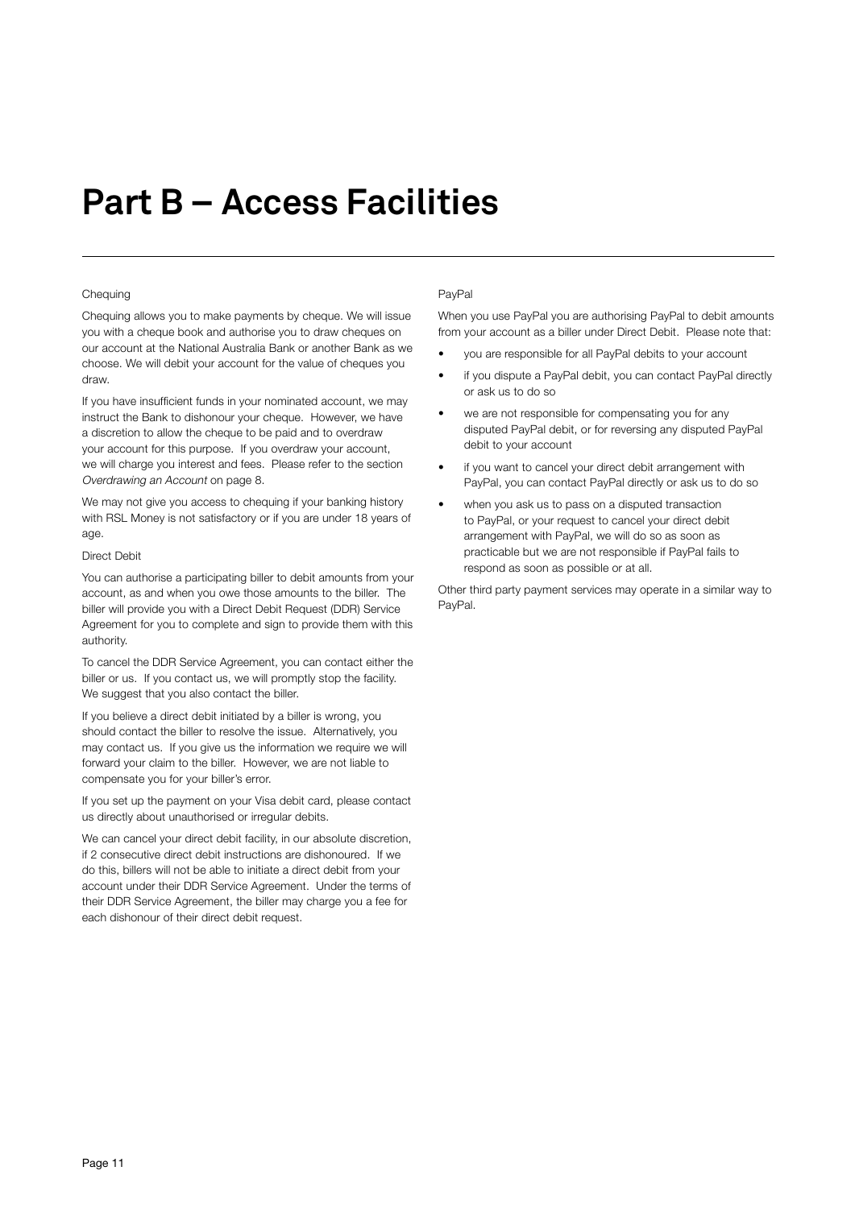# Part B – Access Facilities

### Chequing

Chequing allows you to make payments by cheque. We will issue you with a cheque book and authorise you to draw cheques on our account at the National Australia Bank or another Bank as we choose. We will debit your account for the value of cheques you draw.

If you have insufficient funds in your nominated account, we may instruct the Bank to dishonour your cheque. However, we have a discretion to allow the cheque to be paid and to overdraw your account for this purpose. If you overdraw your account, we will charge you interest and fees. Please refer to the section *Overdrawing an Account* on page 8.

We may not give you access to chequing if your banking history with RSL Money is not satisfactory or if you are under 18 years of age.

### Direct Debit

You can authorise a participating biller to debit amounts from your account, as and when you owe those amounts to the biller. The biller will provide you with a Direct Debit Request (DDR) Service Agreement for you to complete and sign to provide them with this authority.

To cancel the DDR Service Agreement, you can contact either the biller or us. If you contact us, we will promptly stop the facility. We suggest that you also contact the biller.

If you believe a direct debit initiated by a biller is wrong, you should contact the biller to resolve the issue. Alternatively, you may contact us. If you give us the information we require we will forward your claim to the biller. However, we are not liable to compensate you for your biller's error.

If you set up the payment on your Visa debit card, please contact us directly about unauthorised or irregular debits.

We can cancel your direct debit facility, in our absolute discretion, if 2 consecutive direct debit instructions are dishonoured. If we do this, billers will not be able to initiate a direct debit from your account under their DDR Service Agreement. Under the terms of their DDR Service Agreement, the biller may charge you a fee for each dishonour of their direct debit request.

### PayPal

When you use PayPal you are authorising PayPal to debit amounts from your account as a biller under Direct Debit. Please note that:

- you are responsible for all PayPal debits to your account
- if you dispute a PayPal debit, you can contact PayPal directly or ask us to do so
- we are not responsible for compensating you for any disputed PayPal debit, or for reversing any disputed PayPal debit to your account
- if you want to cancel your direct debit arrangement with PayPal, you can contact PayPal directly or ask us to do so
- when you ask us to pass on a disputed transaction to PayPal, or your request to cancel your direct debit arrangement with PayPal, we will do so as soon as practicable but we are not responsible if PayPal fails to respond as soon as possible or at all.

Other third party payment services may operate in a similar way to PayPal.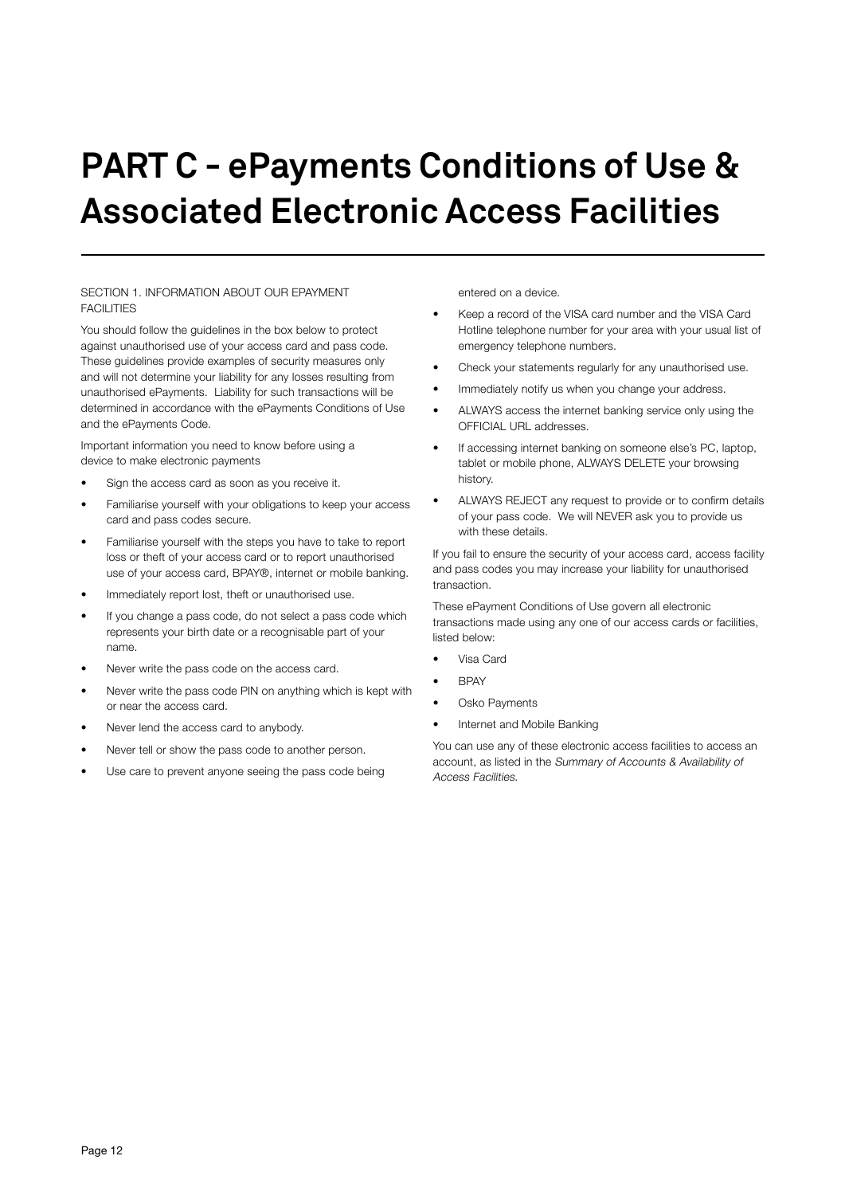# PART C - ePayments Conditions of Use & Associated Electronic Access Facilities

SECTION 1. INFORMATION ABOUT OUR EPAYMENT FACILITIES

You should follow the guidelines in the box below to protect against unauthorised use of your access card and pass code. These guidelines provide examples of security measures only and will not determine your liability for any losses resulting from unauthorised ePayments. Liability for such transactions will be determined in accordance with the ePayments Conditions of Use and the ePayments Code.

Important information you need to know before using a device to make electronic payments

- Sign the access card as soon as you receive it.
- Familiarise yourself with your obligations to keep your access card and pass codes secure.
- Familiarise yourself with the steps you have to take to report loss or theft of your access card or to report unauthorised use of your access card, BPAY®, internet or mobile banking.
- Immediately report lost, theft or unauthorised use.
- If you change a pass code, do not select a pass code which represents your birth date or a recognisable part of your name.
- Never write the pass code on the access card.
- Never write the pass code PIN on anything which is kept with or near the access card.
- Never lend the access card to anybody.
- Never tell or show the pass code to another person.
- Use care to prevent anyone seeing the pass code being entered on a device.
- Keep a record of the VISA card number and the VISA Card Hotline telephone number for your area with your usual list of emergency telephone numbers.
- Check your statements regularly for any unauthorised use.
- Immediately notify us when you change your address.
- ALWAYS access the internet banking service only using the OFFICIAL URL addresses.
- If accessing internet banking on someone else's PC, laptop, tablet or mobile phone, ALWAYS DELETE your browsing history.
- ALWAYS REJECT any request to provide or to confirm details of your pass code. We will NEVER ask you to provide us with these details.

If you fail to ensure the security of your access card, access facility and pass codes you may increase your liability for unauthorised transaction.

These ePayment Conditions of Use govern all electronic transactions made using any one of our access cards or facilities, listed below:

- Visa Card
- BPAY
- Osko Payments
- Internet and Mobile Banking

You can use any of these electronic access facilities to access an account, as listed in the *Summary of Accounts & Availability of Access Facilities.*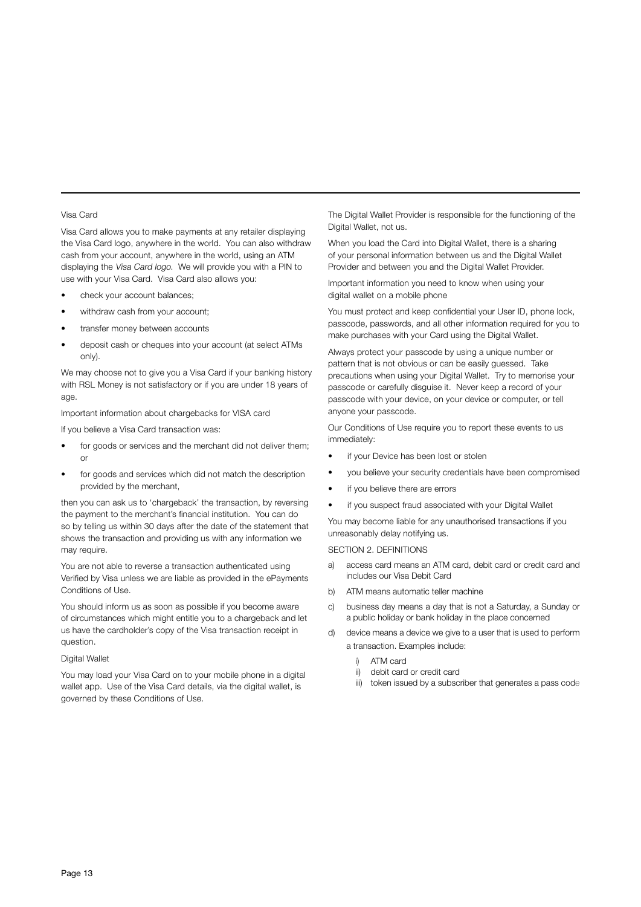### Visa Card

Visa Card allows you to make payments at any retailer displaying the Visa Card logo, anywhere in the world. You can also withdraw cash from your account, anywhere in the world, using an ATM displaying the *Visa Card logo.* We will provide you with a PIN to use with your Visa Card. Visa Card also allows you:

- check your account balances;
- withdraw cash from your account;
- transfer money between accounts
- deposit cash or cheques into your account (at select ATMs only).

We may choose not to give you a Visa Card if your banking history with RSL Money is not satisfactory or if you are under 18 years of age.

#### Important information about chargebacks for VISA card

If you believe a Visa Card transaction was:

- for goods or services and the merchant did not deliver them; or
- for goods and services which did not match the description provided by the merchant,

then you can ask us to 'chargeback' the transaction, by reversing the payment to the merchant's financial institution. You can do so by telling us within 30 days after the date of the statement that shows the transaction and providing us with any information we may require.

You are not able to reverse a transaction authenticated using Verified by Visa unless we are liable as provided in the ePayments Conditions of Use.

You should inform us as soon as possible if you become aware of circumstances which might entitle you to a chargeback and let us have the cardholder's copy of the Visa transaction receipt in question.

### Digital Wallet

You may load your Visa Card on to your mobile phone in a digital wallet app. Use of the Visa Card details, via the digital wallet, is governed by these Conditions of Use.

The Digital Wallet Provider is responsible for the functioning of the Digital Wallet, not us.

When you load the Card into Digital Wallet, there is a sharing of your personal information between us and the Digital Wallet Provider and between you and the Digital Wallet Provider.

#### Important information you need to know when using your digital wallet on a mobile phone

You must protect and keep confidential your User ID, phone lock, passcode, passwords, and all other information required for you to make purchases with your Card using the Digital Wallet.

Always protect your passcode by using a unique number or pattern that is not obvious or can be easily guessed. Take precautions when using your Digital Wallet. Try to memorise your passcode or carefully disguise it. Never keep a record of your passcode with your device, on your device or computer, or tell anyone your passcode.

Our Conditions of Use require you to report these events to us immediately:

- if your Device has been lost or stolen
- you believe your security credentials have been compromised
- if you believe there are errors
- if you suspect fraud associated with your Digital Wallet

You may become liable for any unauthorised transactions if you unreasonably delay notifying us.

## SECTION 2. DEFINITIONS

a) access card means an ATM card, debit card or credit card and includes our Visa Debit Card

b) ATM means automatic teller machine

c) business day means a day that is not a Saturday, a Sunday or a public holiday or bank holiday in the place concerned

d) device means a device we give to a user that is used to perform a transaction. Examples include:

   i) ATM card
   ii) debit card or credit card
   iii) token issued by a subscriber that generates a pass code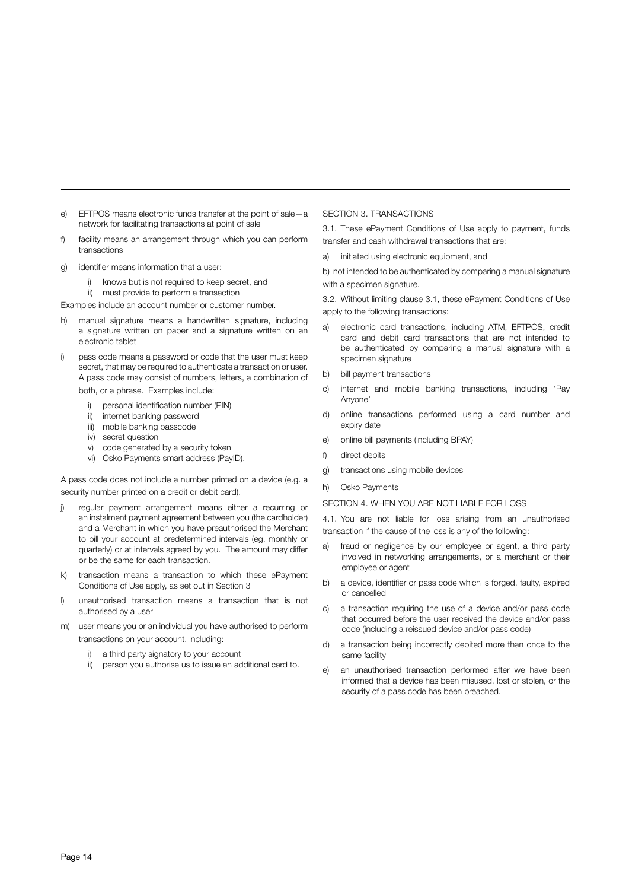e) EFTPOS means electronic funds transfer at the point of sale—a network for facilitating transactions at point of sale

f) facility means an arrangement through which you can perform transactions

g) identifier means information that a user:

   i) knows but is not required to keep secret, and
   ii) must provide to perform a transaction

Examples include an account number or customer number.

h) manual signature means a handwritten signature, including a signature written on paper and a signature written on an electronic tablet

i) pass code means a password or code that the user must keep secret, that may be required to authenticate a transaction or user. A pass code may consist of numbers, letters, a combination of both, or a phrase. Examples include:

   i) personal identification number (PIN)
   ii) internet banking password
   iii) mobile banking passcode
   iv) secret question
   v) code generated by a security token
   vi) Osko Payments smart address (PayID).

A pass code does not include a number printed on a device (e.g. a security number printed on a credit or debit card).

j) regular payment arrangement means either a recurring or an instalment payment agreement between you (the cardholder) and a Merchant in which you have preauthorised the Merchant to bill your account at predetermined intervals (eg. monthly or quarterly) or at intervals agreed by you. The amount may differ or be the same for each transaction.

k) transaction means a transaction to which these ePayment Conditions of Use apply, as set out in Section 3

l) unauthorised transaction means a transaction that is not authorised by a user

m) user means you or an individual you have authorised to perform transactions on your account, including:

   i) a third party signatory to your account
   ii) person you authorise us to issue an additional card to.

## SECTION 3. TRANSACTIONS

3.1. These ePayment Conditions of Use apply to payment, funds transfer and cash withdrawal transactions that are:

a) initiated using electronic equipment, and

b) not intended to be authenticated by comparing a manual signature with a specimen signature.

3.2. Without limiting clause 3.1, these ePayment Conditions of Use apply to the following transactions:

a) electronic card transactions, including ATM, EFTPOS, credit card and debit card transactions that are not intended to be authenticated by comparing a manual signature with a specimen signature

b) bill payment transactions

c) internet and mobile banking transactions, including 'Pay Anyone'

d) online transactions performed using a card number and expiry date

e) online bill payments (including BPAY)

f) direct debits

g) transactions using mobile devices

h) Osko Payments

## SECTION 4. WHEN YOU ARE NOT LIABLE FOR LOSS

4.1. You are not liable for loss arising from an unauthorised transaction if the cause of the loss is any of the following:

a) fraud or negligence by our employee or agent, a third party involved in networking arrangements, or a merchant or their employee or agent

b) a device, identifier or pass code which is forged, faulty, expired or cancelled

c) a transaction requiring the use of a device and/or pass code that occurred before the user received the device and/or pass code (including a reissued device and/or pass code)

d) a transaction being incorrectly debited more than once to the same facility

e) an unauthorised transaction performed after we have been informed that a device has been misused, lost or stolen, or the security of a pass code has been breached.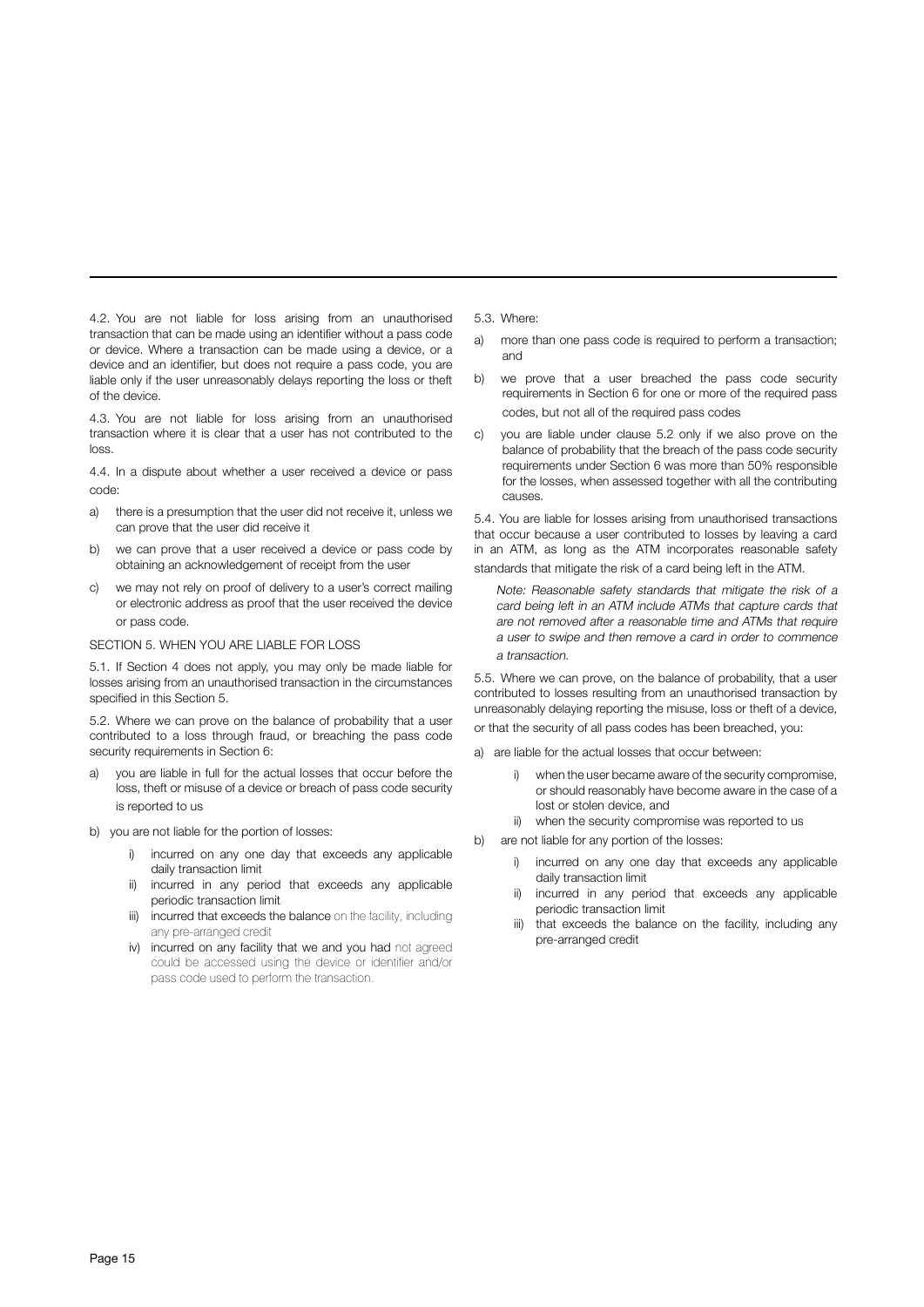4.2. You are not liable for loss arising from an unauthorised transaction that can be made using an identifier without a pass code or device. Where a transaction can be made using a device, or a device and an identifier, but does not require a pass code, you are liable only if the user unreasonably delays reporting the loss or theft of the device.

4.3. You are not liable for loss arising from an unauthorised transaction where it is clear that a user has not contributed to the loss.

4.4. In a dispute about whether a user received a device or pass code:

a) there is a presumption that the user did not receive it, unless we can prove that the user did receive it
b) we can prove that a user received a device or pass code by obtaining an acknowledgement of receipt from the user
c) we may not rely on proof of delivery to a user's correct mailing or electronic address as proof that the user received the device or pass code.

SECTION 5. WHEN YOU ARE LIABLE FOR LOSS

5.1. If Section 4 does not apply, you may only be made liable for losses arising from an unauthorised transaction in the circumstances specified in this Section 5.

5.2. Where we can prove on the balance of probability that a user contributed to a loss through fraud, or breaching the pass code security requirements in Section 6:

a) you are liable in full for the actual losses that occur before the loss, theft or misuse of a device or breach of pass code security is reported to us
b) you are not liable for the portion of losses:
    i) incurred on any one day that exceeds any applicable daily transaction limit
    ii) incurred in any period that exceeds any applicable periodic transaction limit
    iii) incurred that exceeds the balance on the facility, including any pre-arranged credit
    iv) incurred on any facility that we and you had not agreed could be accessed using the device or identifier and/or pass code used to perform the transaction.

5.3. Where:

a) more than one pass code is required to perform a transaction; and
b) we prove that a user breached the pass code security requirements in Section 6 for one or more of the required pass codes, but not all of the required pass codes
c) you are liable under clause 5.2 only if we also prove on the balance of probability that the breach of the pass code security requirements under Section 6 was more than 50% responsible for the losses, when assessed together with all the contributing causes.

5.4. You are liable for losses arising from unauthorised transactions that occur because a user contributed to losses by leaving a card in an ATM, as long as the ATM incorporates reasonable safety standards that mitigate the risk of a card being left in the ATM.

*Note: Reasonable safety standards that mitigate the risk of a card being left in an ATM include ATMs that capture cards that are not removed after a reasonable time and ATMs that require a user to swipe and then remove a card in order to commence a transaction.*

5.5. Where we can prove, on the balance of probability, that a user contributed to losses resulting from an unauthorised transaction by unreasonably delaying reporting the misuse, loss or theft of a device, or that the security of all pass codes has been breached, you:

a) are liable for the actual losses that occur between:
    i) when the user became aware of the security compromise, or should reasonably have become aware in the case of a lost or stolen device, and
    ii) when the security compromise was reported to us
b) are not liable for any portion of the losses:
    i) incurred on any one day that exceeds any applicable daily transaction limit
    ii) incurred in any period that exceeds any applicable periodic transaction limit
    iii) that exceeds the balance on the facility, including any pre-arranged credit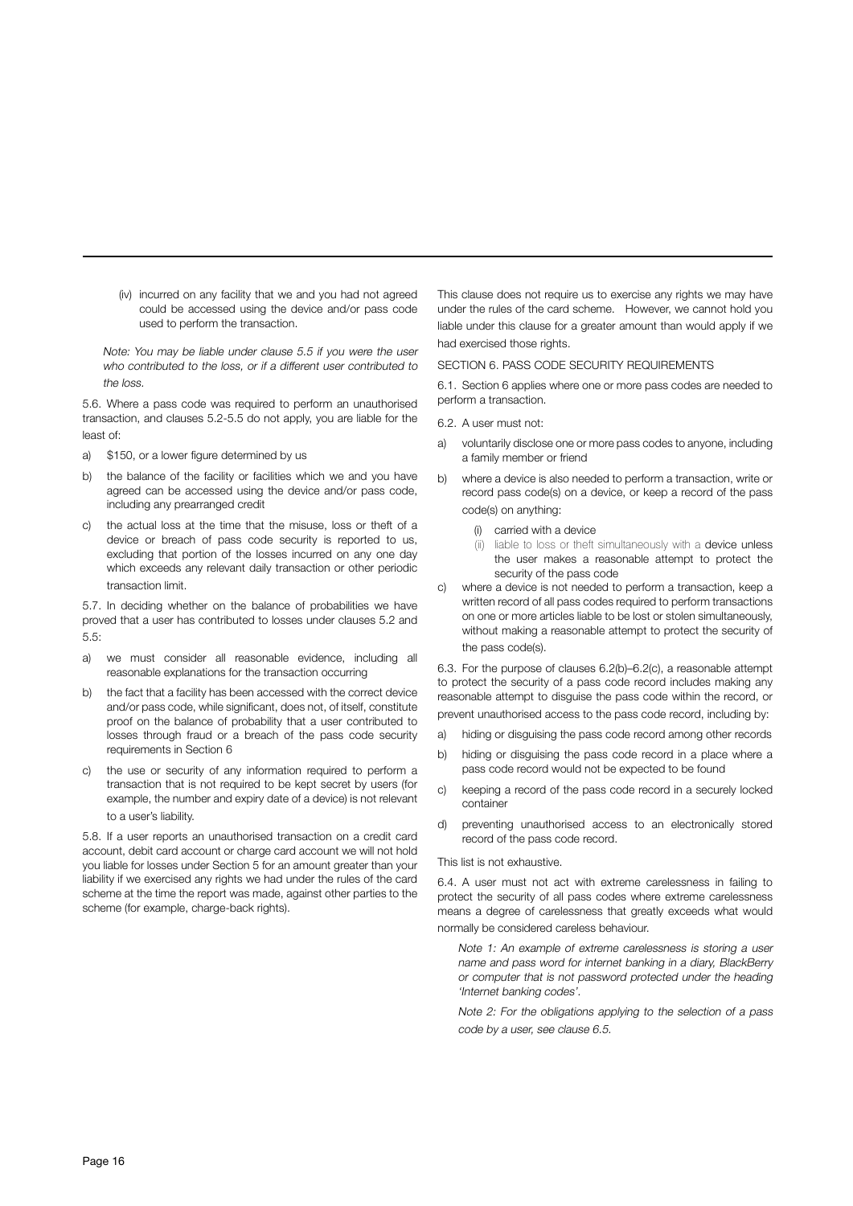(iv) incurred on any facility that we and you had not agreed could be accessed using the device and/or pass code used to perform the transaction.

*Note: You may be liable under clause 5.5 if you were the user who contributed to the loss, or if a different user contributed to the loss.*

5.6. Where a pass code was required to perform an unauthorised transaction, and clauses 5.2-5.5 do not apply, you are liable for the least of:

a) $150, or a lower figure determined by us
b) the balance of the facility or facilities which we and you have agreed can be accessed using the device and/or pass code, including any prearranged credit
c) the actual loss at the time that the misuse, loss or theft of a device or breach of pass code security is reported to us, excluding that portion of the losses incurred on any one day which exceeds any relevant daily transaction or other periodic transaction limit.

5.7. In deciding whether on the balance of probabilities we have proved that a user has contributed to losses under clauses 5.2 and 5.5:

a) we must consider all reasonable evidence, including all reasonable explanations for the transaction occurring
b) the fact that a facility has been accessed with the correct device and/or pass code, while significant, does not, of itself, constitute proof on the balance of probability that a user contributed to losses through fraud or a breach of the pass code security requirements in Section 6
c) the use or security of any information required to perform a transaction that is not required to be kept secret by users (for example, the number and expiry date of a device) is not relevant to a user's liability.

5.8. If a user reports an unauthorised transaction on a credit card account, debit card account or charge card account we will not hold you liable for losses under Section 5 for an amount greater than your liability if we exercised any rights we had under the rules of the card scheme at the time the report was made, against other parties to the scheme (for example, charge-back rights).

This clause does not require us to exercise any rights we may have under the rules of the card scheme. However, we cannot hold you liable under this clause for a greater amount than would apply if we had exercised those rights.

SECTION 6. PASS CODE SECURITY REQUIREMENTS

6.1. Section 6 applies where one or more pass codes are needed to perform a transaction.

6.2. A user must not:

a) voluntarily disclose one or more pass codes to anyone, including a family member or friend
b) where a device is also needed to perform a transaction, write or record pass code(s) on a device, or keep a record of the pass code(s) on anything:
   (i) carried with a device
   (ii) liable to loss or theft simultaneously with a device unless the user makes a reasonable attempt to protect the security of the pass code
c) where a device is not needed to perform a transaction, keep a written record of all pass codes required to perform transactions on one or more articles liable to be lost or stolen simultaneously, without making a reasonable attempt to protect the security of the pass code(s).

6.3. For the purpose of clauses 6.2(b)–6.2(c), a reasonable attempt to protect the security of a pass code record includes making any reasonable attempt to disguise the pass code within the record, or prevent unauthorised access to the pass code record, including by:

a) hiding or disguising the pass code record among other records
b) hiding or disguising the pass code record in a place where a pass code record would not be expected to be found
c) keeping a record of the pass code record in a securely locked container
d) preventing unauthorised access to an electronically stored record of the pass code record.

This list is not exhaustive.

6.4. A user must not act with extreme carelessness in failing to protect the security of all pass codes where extreme carelessness means a degree of carelessness that greatly exceeds what would normally be considered careless behaviour.

*Note 1: An example of extreme carelessness is storing a user name and pass word for internet banking in a diary, BlackBerry or computer that is not password protected under the heading 'Internet banking codes'.*

*Note 2: For the obligations applying to the selection of a pass code by a user, see clause 6.5.*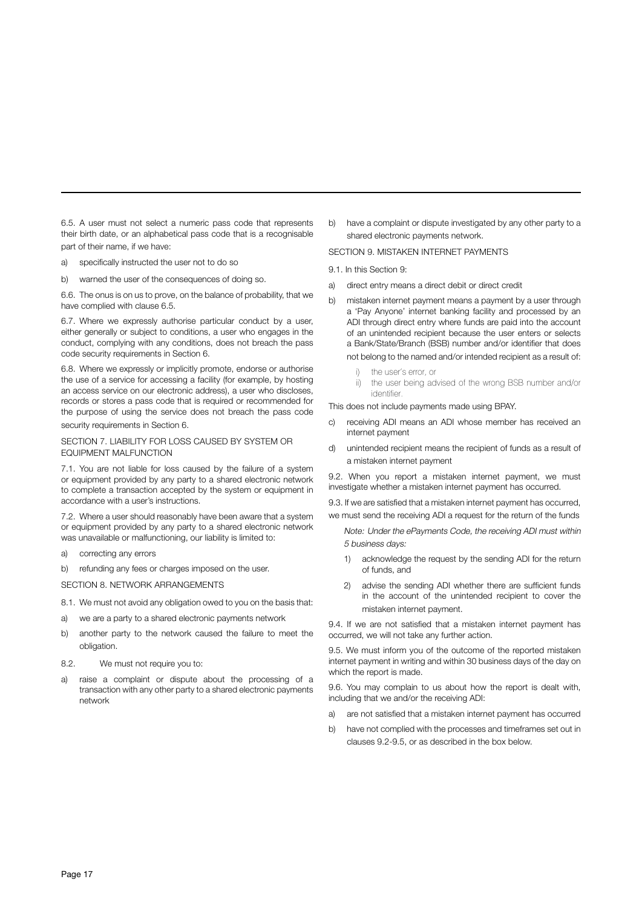6.5. A user must not select a numeric pass code that represents their birth date, or an alphabetical pass code that is a recognisable part of their name, if we have:

a) specifically instructed the user not to do so

b) warned the user of the consequences of doing so.

6.6. The onus is on us to prove, on the balance of probability, that we have complied with clause 6.5.

6.7. Where we expressly authorise particular conduct by a user, either generally or subject to conditions, a user who engages in the conduct, complying with any conditions, does not breach the pass code security requirements in Section 6.

6.8. Where we expressly or implicitly promote, endorse or authorise the use of a service for accessing a facility (for example, by hosting an access service on our electronic address), a user who discloses, records or stores a pass code that is required or recommended for the purpose of using the service does not breach the pass code security requirements in Section 6.

## SECTION 7. LIABILITY FOR LOSS CAUSED BY SYSTEM OR EQUIPMENT MALFUNCTION

7.1. You are not liable for loss caused by the failure of a system or equipment provided by any party to a shared electronic network to complete a transaction accepted by the system or equipment in accordance with a user's instructions.

7.2. Where a user should reasonably have been aware that a system or equipment provided by any party to a shared electronic network was unavailable or malfunctioning, our liability is limited to:

a) correcting any errors

b) refunding any fees or charges imposed on the user.

## SECTION 8. NETWORK ARRANGEMENTS

8.1. We must not avoid any obligation owed to you on the basis that:

a) we are a party to a shared electronic payments network

b) another party to the network caused the failure to meet the obligation.

8.2. We must not require you to:

a) raise a complaint or dispute about the processing of a transaction with any other party to a shared electronic payments network

b) have a complaint or dispute investigated by any other party to a shared electronic payments network.

## SECTION 9. MISTAKEN INTERNET PAYMENTS

9.1. In this Section 9:

a) direct entry means a direct debit or direct credit

b) mistaken internet payment means a payment by a user through a 'Pay Anyone' internet banking facility and processed by an ADI through direct entry where funds are paid into the account of an unintended recipient because the user enters or selects a Bank/State/Branch (BSB) number and/or identifier that does not belong to the named and/or intended recipient as a result of:

   i) the user's error, or
   ii) the user being advised of the wrong BSB number and/or identifier.

This does not include payments made using BPAY.

c) receiving ADI means an ADI whose member has received an internet payment

d) unintended recipient means the recipient of funds as a result of a mistaken internet payment

9.2. When you report a mistaken internet payment, we must investigate whether a mistaken internet payment has occurred.

9.3. If we are satisfied that a mistaken internet payment has occurred, we must send the receiving ADI a request for the return of the funds

*Note: Under the ePayments Code, the receiving ADI must within 5 business days:*

1) acknowledge the request by the sending ADI for the return of funds, and

2) advise the sending ADI whether there are sufficient funds in the account of the unintended recipient to cover the mistaken internet payment.

9.4. If we are not satisfied that a mistaken internet payment has occurred, we will not take any further action.

9.5. We must inform you of the outcome of the reported mistaken internet payment in writing and within 30 business days of the day on which the report is made.

9.6. You may complain to us about how the report is dealt with, including that we and/or the receiving ADI:

a) are not satisfied that a mistaken internet payment has occurred

b) have not complied with the processes and timeframes set out in clauses 9.2-9.5, or as described in the box below.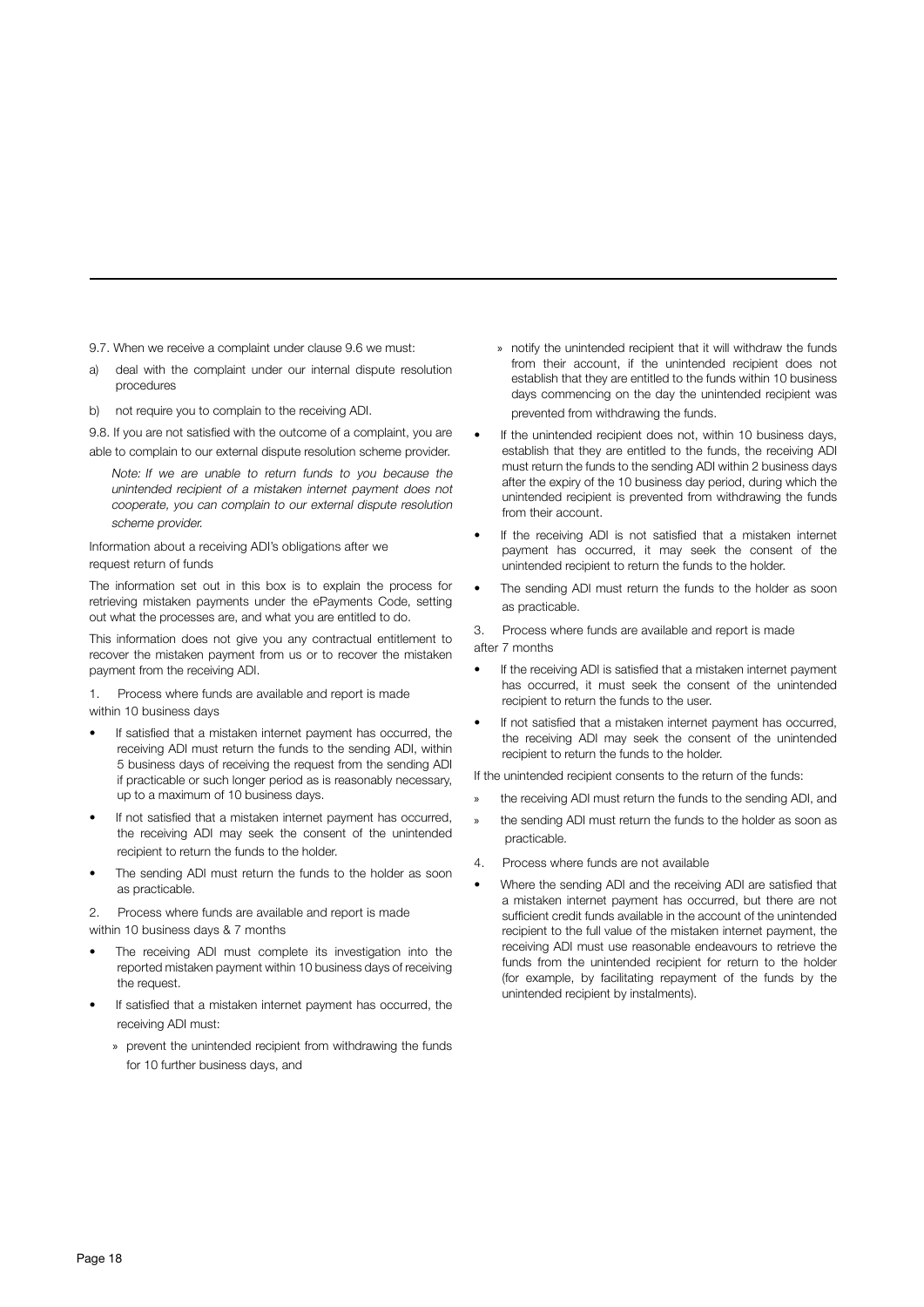9.7. When we receive a complaint under clause 9.6 we must:

a) deal with the complaint under our internal dispute resolution procedures

b) not require you to complain to the receiving ADI.

9.8. If you are not satisfied with the outcome of a complaint, you are able to complain to our external dispute resolution scheme provider.

*Note: If we are unable to return funds to you because the unintended recipient of a mistaken internet payment does not cooperate, you can complain to our external dispute resolution scheme provider.*

Information about a receiving ADI's obligations after we request return of funds

The information set out in this box is to explain the process for retrieving mistaken payments under the ePayments Code, setting out what the processes are, and what you are entitled to do.

This information does not give you any contractual entitlement to recover the mistaken payment from us or to recover the mistaken payment from the receiving ADI.

1. Process where funds are available and report is made within 10 business days

- If satisfied that a mistaken internet payment has occurred, the receiving ADI must return the funds to the sending ADI, within 5 business days of receiving the request from the sending ADI if practicable or such longer period as is reasonably necessary, up to a maximum of 10 business days.
- If not satisfied that a mistaken internet payment has occurred, the receiving ADI may seek the consent of the unintended recipient to return the funds to the holder.
- The sending ADI must return the funds to the holder as soon as practicable.

2. Process where funds are available and report is made within 10 business days & 7 months

- The receiving ADI must complete its investigation into the reported mistaken payment within 10 business days of receiving the request.
- If satisfied that a mistaken internet payment has occurred, the receiving ADI must:
  - » prevent the unintended recipient from withdrawing the funds for 10 further business days, and
  - » notify the unintended recipient that it will withdraw the funds from their account, if the unintended recipient does not establish that they are entitled to the funds within 10 business days commencing on the day the unintended recipient was prevented from withdrawing the funds.
- If the unintended recipient does not, within 10 business days, establish that they are entitled to the funds, the receiving ADI must return the funds to the sending ADI within 2 business days after the expiry of the 10 business day period, during which the unintended recipient is prevented from withdrawing the funds from their account.
- If the receiving ADI is not satisfied that a mistaken internet payment has occurred, it may seek the consent of the unintended recipient to return the funds to the holder.
- The sending ADI must return the funds to the holder as soon as practicable.

3. Process where funds are available and report is made after 7 months

- If the receiving ADI is satisfied that a mistaken internet payment has occurred, it must seek the consent of the unintended recipient to return the funds to the user.
- If not satisfied that a mistaken internet payment has occurred, the receiving ADI may seek the consent of the unintended recipient to return the funds to the holder.

If the unintended recipient consents to the return of the funds:

» the receiving ADI must return the funds to the sending ADI, and

» the sending ADI must return the funds to the holder as soon as practicable.

4. Process where funds are not available

- Where the sending ADI and the receiving ADI are satisfied that a mistaken internet payment has occurred, but there are not sufficient credit funds available in the account of the unintended recipient to the full value of the mistaken internet payment, the receiving ADI must use reasonable endeavours to retrieve the funds from the unintended recipient for return to the holder (for example, by facilitating repayment of the funds by the unintended recipient by instalments).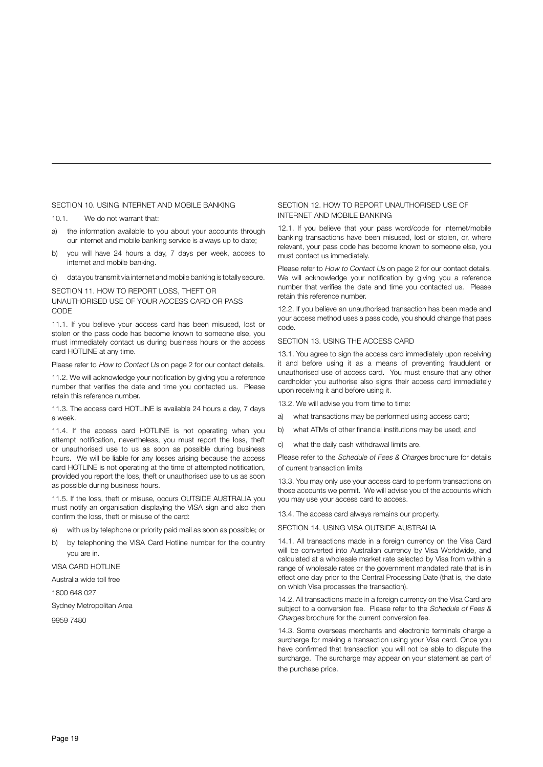## SECTION 10. USING INTERNET AND MOBILE BANKING

10.1. We do not warrant that:

a) the information available to you about your accounts through our internet and mobile banking service is always up to date;

b) you will have 24 hours a day, 7 days per week, access to internet and mobile banking.

c) data you transmit via internet and mobile banking is totally secure.

## SECTION 11. HOW TO REPORT LOSS, THEFT OR UNAUTHORISED USE OF YOUR ACCESS CARD OR PASS CODE

11.1. If you believe your access card has been misused, lost or stolen or the pass code has become known to someone else, you must immediately contact us during business hours or the access card HOTLINE at any time.

Please refer to *How to Contact Us* on page 2 for our contact details.

11.2. We will acknowledge your notification by giving you a reference number that verifies the date and time you contacted us. Please retain this reference number.

11.3. The access card HOTLINE is available 24 hours a day, 7 days a week.

11.4. If the access card HOTLINE is not operating when you attempt notification, nevertheless, you must report the loss, theft or unauthorised use to us as soon as possible during business hours. We will be liable for any losses arising because the access card HOTLINE is not operating at the time of attempted notification, provided you report the loss, theft or unauthorised use to us as soon as possible during business hours.

11.5. If the loss, theft or misuse, occurs OUTSIDE AUSTRALIA you must notify an organisation displaying the VISA sign and also then confirm the loss, theft or misuse of the card:

a) with us by telephone or priority paid mail as soon as possible; or

b) by telephoning the VISA Card Hotline number for the country you are in.

VISA CARD HOTLINE

Australia wide toll free

1800 648 027

Sydney Metropolitan Area

9959 7480

## SECTION 12. HOW TO REPORT UNAUTHORISED USE OF INTERNET AND MOBILE BANKING

12.1. If you believe that your pass word/code for internet/mobile banking transactions have been misused, lost or stolen, or, where relevant, your pass code has become known to someone else, you must contact us immediately.

Please refer to *How to Contact Us* on page 2 for our contact details. We will acknowledge your notification by giving you a reference number that verifies the date and time you contacted us. Please retain this reference number.

12.2. If you believe an unauthorised transaction has been made and your access method uses a pass code, you should change that pass code.

## SECTION 13. USING THE ACCESS CARD

13.1. You agree to sign the access card immediately upon receiving it and before using it as a means of preventing fraudulent or unauthorised use of access card. You must ensure that any other cardholder you authorise also signs their access card immediately upon receiving it and before using it.

13.2. We will advise you from time to time:

a) what transactions may be performed using access card;

b) what ATMs of other financial institutions may be used; and

c) what the daily cash withdrawal limits are.

Please refer to the *Schedule of Fees & Charges* brochure for details of current transaction limits

13.3. You may only use your access card to perform transactions on those accounts we permit. We will advise you of the accounts which you may use your access card to access.

13.4. The access card always remains our property.

## SECTION 14. USING VISA OUTSIDE AUSTRALIA

14.1. All transactions made in a foreign currency on the Visa Card will be converted into Australian currency by Visa Worldwide, and calculated at a wholesale market rate selected by Visa from within a range of wholesale rates or the government mandated rate that is in effect one day prior to the Central Processing Date (that is, the date on which Visa processes the transaction).

14.2. All transactions made in a foreign currency on the Visa Card are subject to a conversion fee. Please refer to the *Schedule of Fees & Charges* brochure for the current conversion fee.

14.3. Some overseas merchants and electronic terminals charge a surcharge for making a transaction using your Visa card. Once you have confirmed that transaction you will not be able to dispute the surcharge. The surcharge may appear on your statement as part of the purchase price.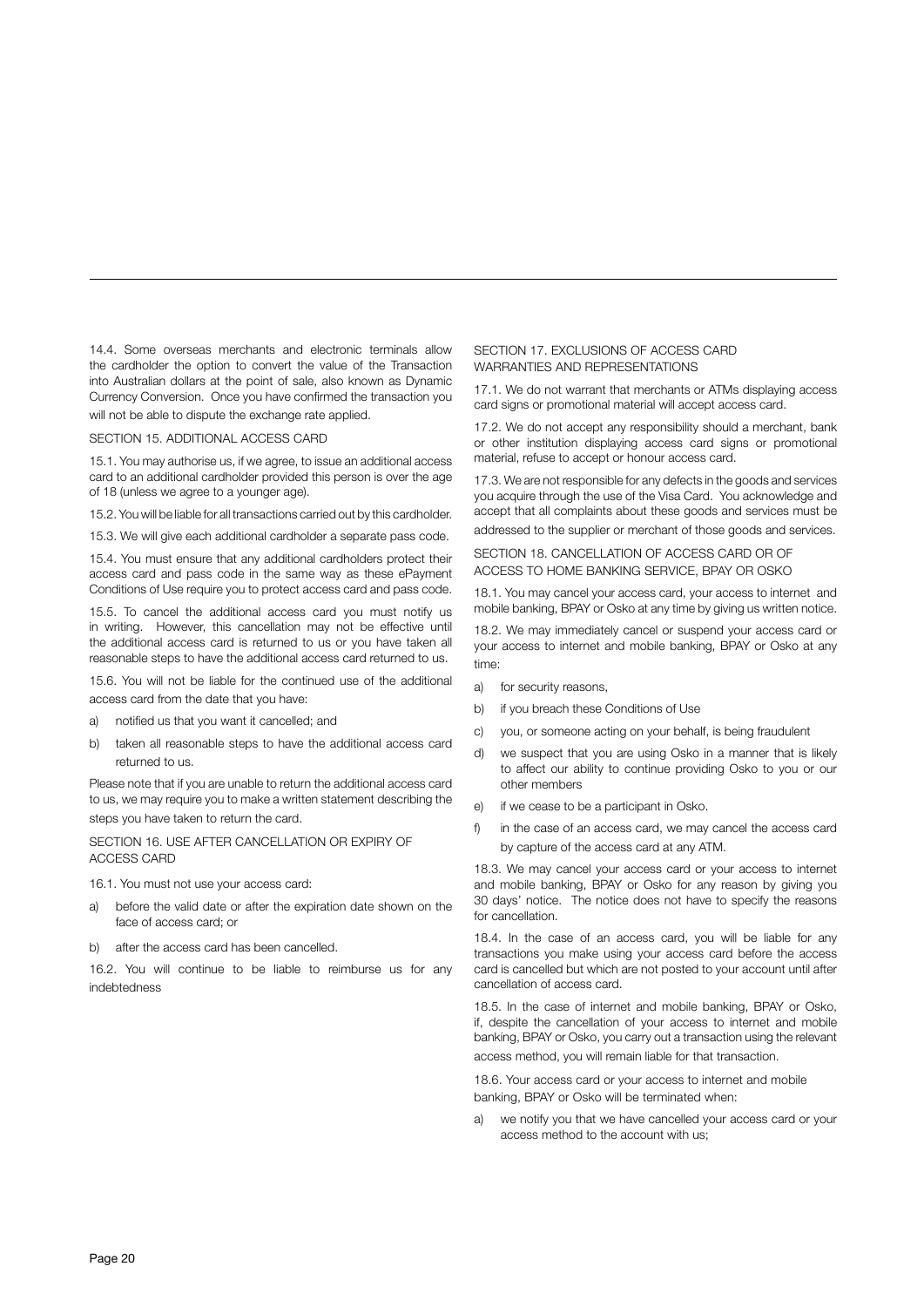14.4. Some overseas merchants and electronic terminals allow the cardholder the option to convert the value of the Transaction into Australian dollars at the point of sale, also known as Dynamic Currency Conversion. Once you have confirmed the transaction you will not be able to dispute the exchange rate applied.

## SECTION 15. ADDITIONAL ACCESS CARD

15.1. You may authorise us, if we agree, to issue an additional access card to an additional cardholder provided this person is over the age of 18 (unless we agree to a younger age).

15.2. You will be liable for all transactions carried out by this cardholder.

15.3. We will give each additional cardholder a separate pass code.

15.4. You must ensure that any additional cardholders protect their access card and pass code in the same way as these ePayment Conditions of Use require you to protect access card and pass code.

15.5. To cancel the additional access card you must notify us in writing. However, this cancellation may not be effective until the additional access card is returned to us or you have taken all reasonable steps to have the additional access card returned to us.

15.6. You will not be liable for the continued use of the additional access card from the date that you have:

a) notified us that you want it cancelled; and
b) taken all reasonable steps to have the additional access card returned to us.

Please note that if you are unable to return the additional access card to us, we may require you to make a written statement describing the steps you have taken to return the card.

## SECTION 16. USE AFTER CANCELLATION OR EXPIRY OF ACCESS CARD

16.1. You must not use your access card:

a) before the valid date or after the expiration date shown on the face of access card; or
b) after the access card has been cancelled.

16.2. You will continue to be liable to reimburse us for any indebtedness

## SECTION 17. EXCLUSIONS OF ACCESS CARD WARRANTIES AND REPRESENTATIONS

17.1. We do not warrant that merchants or ATMs displaying access card signs or promotional material will accept access card.

17.2. We do not accept any responsibility should a merchant, bank or other institution displaying access card signs or promotional material, refuse to accept or honour access card.

17.3. We are not responsible for any defects in the goods and services you acquire through the use of the Visa Card. You acknowledge and accept that all complaints about these goods and services must be addressed to the supplier or merchant of those goods and services.

## SECTION 18. CANCELLATION OF ACCESS CARD OR OF ACCESS TO HOME BANKING SERVICE, BPAY OR OSKO

18.1. You may cancel your access card, your access to internet and mobile banking, BPAY or Osko at any time by giving us written notice.

18.2. We may immediately cancel or suspend your access card or your access to internet and mobile banking, BPAY or Osko at any time:

a) for security reasons,
b) if you breach these Conditions of Use
c) you, or someone acting on your behalf, is being fraudulent
d) we suspect that you are using Osko in a manner that is likely to affect our ability to continue providing Osko to you or our other members
e) if we cease to be a participant in Osko.
f) in the case of an access card, we may cancel the access card by capture of the access card at any ATM.

18.3. We may cancel your access card or your access to internet and mobile banking, BPAY or Osko for any reason by giving you 30 days' notice. The notice does not have to specify the reasons for cancellation.

18.4. In the case of an access card, you will be liable for any transactions you make using your access card before the access card is cancelled but which are not posted to your account until after cancellation of access card.

18.5. In the case of internet and mobile banking, BPAY or Osko, if, despite the cancellation of your access to internet and mobile banking, BPAY or Osko, you carry out a transaction using the relevant access method, you will remain liable for that transaction.

18.6. Your access card or your access to internet and mobile banking, BPAY or Osko will be terminated when:

a) we notify you that we have cancelled your access card or your access method to the account with us;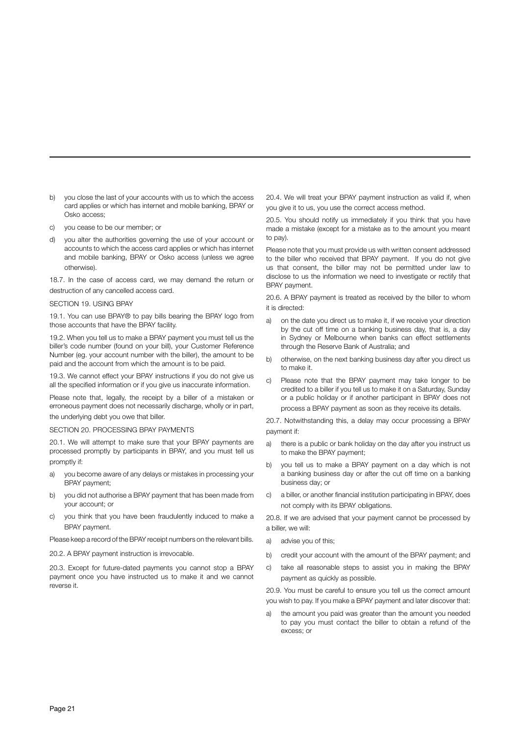b) you close the last of your accounts with us to which the access card applies or which has internet and mobile banking, BPAY or Osko access;

c) you cease to be our member; or

d) you alter the authorities governing the use of your account or accounts to which the access card applies or which has internet and mobile banking, BPAY or Osko access (unless we agree otherwise).

18.7. In the case of access card, we may demand the return or destruction of any cancelled access card.

## SECTION 19. USING BPAY

19.1. You can use BPAY® to pay bills bearing the BPAY logo from those accounts that have the BPAY facility.

19.2. When you tell us to make a BPAY payment you must tell us the biller's code number (found on your bill), your Customer Reference Number (eg. your account number with the biller), the amount to be paid and the account from which the amount is to be paid.

19.3. We cannot effect your BPAY instructions if you do not give us all the specified information or if you give us inaccurate information.

Please note that, legally, the receipt by a biller of a mistaken or erroneous payment does not necessarily discharge, wholly or in part, the underlying debt you owe that biller.

## SECTION 20. PROCESSING BPAY PAYMENTS

20.1. We will attempt to make sure that your BPAY payments are processed promptly by participants in BPAY, and you must tell us promptly if:

a) you become aware of any delays or mistakes in processing your BPAY payment;

b) you did not authorise a BPAY payment that has been made from your account; or

c) you think that you have been fraudulently induced to make a BPAY payment.

Please keep a record of the BPAY receipt numbers on the relevant bills.

20.2. A BPAY payment instruction is irrevocable.

20.3. Except for future-dated payments you cannot stop a BPAY payment once you have instructed us to make it and we cannot reverse it.

20.4. We will treat your BPAY payment instruction as valid if, when you give it to us, you use the correct access method.

20.5. You should notify us immediately if you think that you have made a mistake (except for a mistake as to the amount you meant to pay).

Please note that you must provide us with written consent addressed to the biller who received that BPAY payment. If you do not give us that consent, the biller may not be permitted under law to disclose to us the information we need to investigate or rectify that BPAY payment.

20.6. A BPAY payment is treated as received by the biller to whom it is directed:

a) on the date you direct us to make it, if we receive your direction by the cut off time on a banking business day, that is, a day in Sydney or Melbourne when banks can effect settlements through the Reserve Bank of Australia; and

b) otherwise, on the next banking business day after you direct us to make it.

c) Please note that the BPAY payment may take longer to be credited to a biller if you tell us to make it on a Saturday, Sunday or a public holiday or if another participant in BPAY does not process a BPAY payment as soon as they receive its details.

20.7. Notwithstanding this, a delay may occur processing a BPAY payment if:

a) there is a public or bank holiday on the day after you instruct us to make the BPAY payment;

b) you tell us to make a BPAY payment on a day which is not a banking business day or after the cut off time on a banking business day; or

c) a biller, or another financial institution participating in BPAY, does not comply with its BPAY obligations.

20.8. If we are advised that your payment cannot be processed by a biller, we will:

a) advise you of this;

b) credit your account with the amount of the BPAY payment; and

c) take all reasonable steps to assist you in making the BPAY payment as quickly as possible.

20.9. You must be careful to ensure you tell us the correct amount you wish to pay. If you make a BPAY payment and later discover that:

a) the amount you paid was greater than the amount you needed to pay you must contact the biller to obtain a refund of the excess; or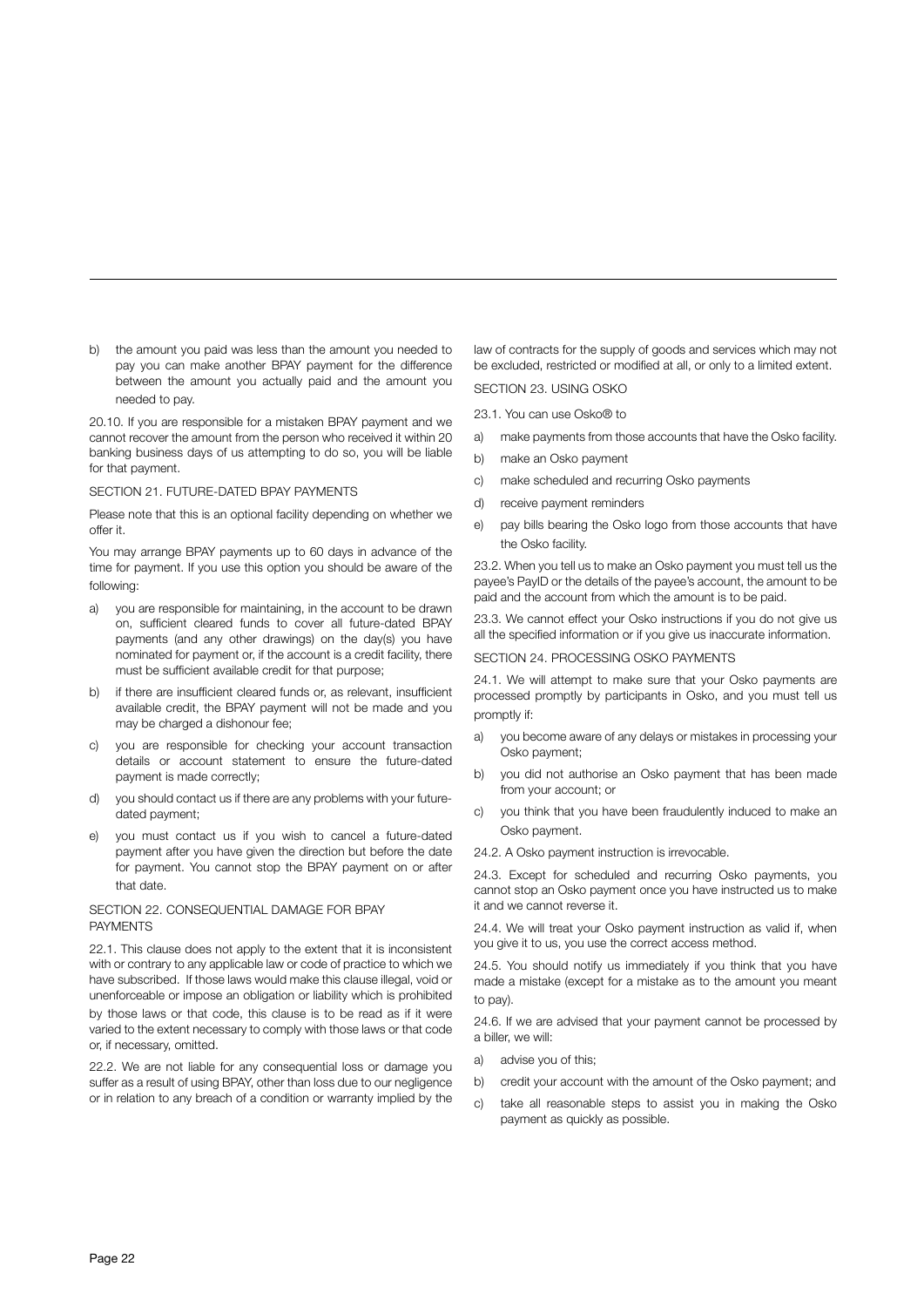b) the amount you paid was less than the amount you needed to pay you can make another BPAY payment for the difference between the amount you actually paid and the amount you needed to pay.

20.10. If you are responsible for a mistaken BPAY payment and we cannot recover the amount from the person who received it within 20 banking business days of us attempting to do so, you will be liable for that payment.

SECTION 21. FUTURE-DATED BPAY PAYMENTS

Please note that this is an optional facility depending on whether we offer it.

You may arrange BPAY payments up to 60 days in advance of the time for payment. If you use this option you should be aware of the following:

a) you are responsible for maintaining, in the account to be drawn on, sufficient cleared funds to cover all future-dated BPAY payments (and any other drawings) on the day(s) you have nominated for payment or, if the account is a credit facility, there must be sufficient available credit for that purpose;
b) if there are insufficient cleared funds or, as relevant, insufficient available credit, the BPAY payment will not be made and you may be charged a dishonour fee;
c) you are responsible for checking your account transaction details or account statement to ensure the future-dated payment is made correctly;
d) you should contact us if there are any problems with your future-dated payment;
e) you must contact us if you wish to cancel a future-dated payment after you have given the direction but before the date for payment. You cannot stop the BPAY payment on or after that date.

SECTION 22. CONSEQUENTIAL DAMAGE FOR BPAY PAYMENTS

22.1. This clause does not apply to the extent that it is inconsistent with or contrary to any applicable law or code of practice to which we have subscribed. If those laws would make this clause illegal, void or unenforceable or impose an obligation or liability which is prohibited by those laws or that code, this clause is to be read as if it were varied to the extent necessary to comply with those laws or that code or, if necessary, omitted.

22.2. We are not liable for any consequential loss or damage you suffer as a result of using BPAY, other than loss due to our negligence or in relation to any breach of a condition or warranty implied by the law of contracts for the supply of goods and services which may not be excluded, restricted or modified at all, or only to a limited extent.

SECTION 23. USING OSKO

23.1. You can use Osko® to

a) make payments from those accounts that have the Osko facility.
b) make an Osko payment
c) make scheduled and recurring Osko payments
d) receive payment reminders
e) pay bills bearing the Osko logo from those accounts that have the Osko facility.

23.2. When you tell us to make an Osko payment you must tell us the payee's PayID or the details of the payee's account, the amount to be paid and the account from which the amount is to be paid.

23.3. We cannot effect your Osko instructions if you do not give us all the specified information or if you give us inaccurate information.

SECTION 24. PROCESSING OSKO PAYMENTS

24.1. We will attempt to make sure that your Osko payments are processed promptly by participants in Osko, and you must tell us promptly if:

a) you become aware of any delays or mistakes in processing your Osko payment;
b) you did not authorise an Osko payment that has been made from your account; or
c) you think that you have been fraudulently induced to make an Osko payment.

24.2. A Osko payment instruction is irrevocable.

24.3. Except for scheduled and recurring Osko payments, you cannot stop an Osko payment once you have instructed us to make it and we cannot reverse it.

24.4. We will treat your Osko payment instruction as valid if, when you give it to us, you use the correct access method.

24.5. You should notify us immediately if you think that you have made a mistake (except for a mistake as to the amount you meant to pay).

24.6. If we are advised that your payment cannot be processed by a biller, we will:

a) advise you of this;
b) credit your account with the amount of the Osko payment; and
c) take all reasonable steps to assist you in making the Osko payment as quickly as possible.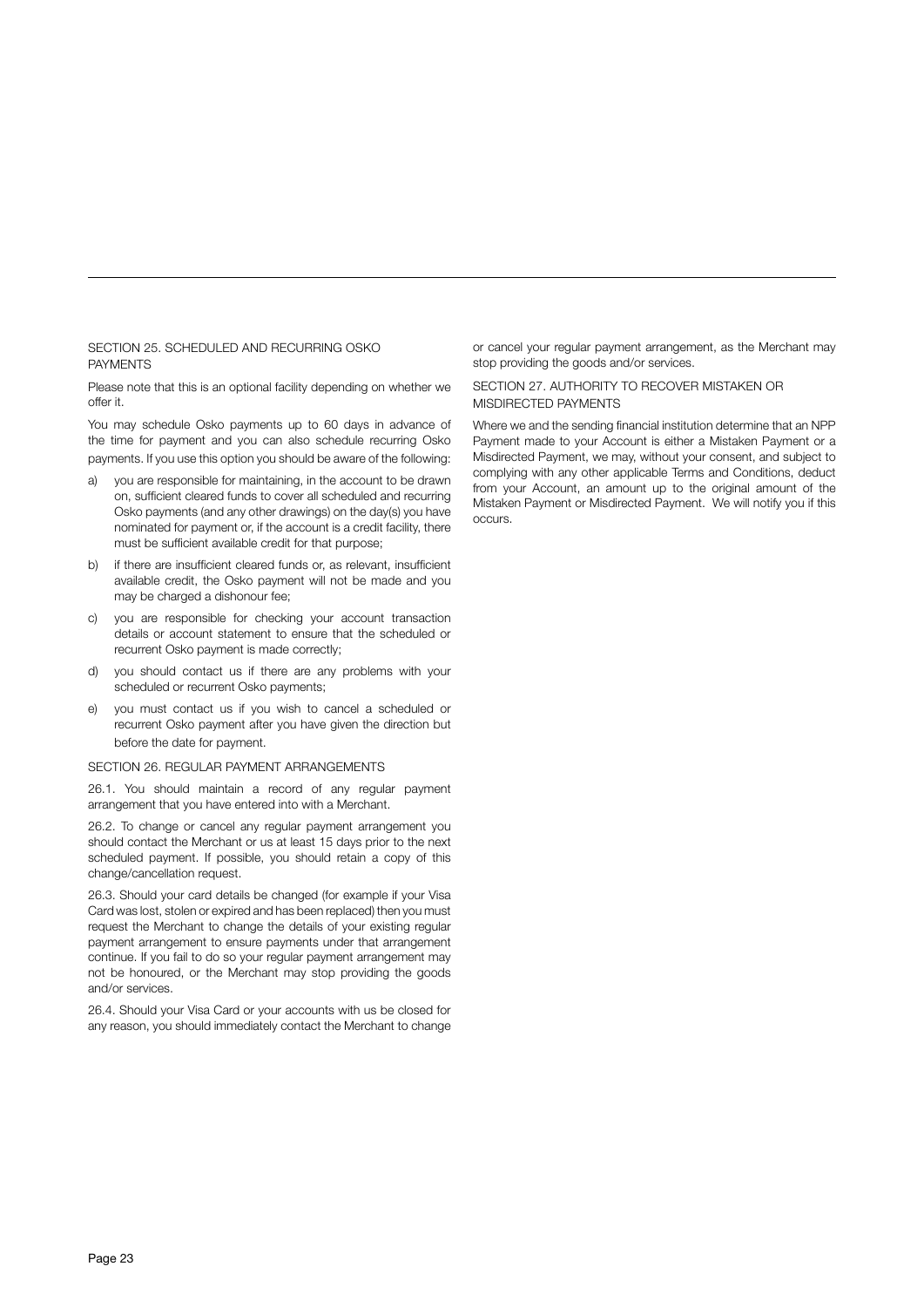## SECTION 25. SCHEDULED AND RECURRING OSKO PAYMENTS

Please note that this is an optional facility depending on whether we offer it.

You may schedule Osko payments up to 60 days in advance of the time for payment and you can also schedule recurring Osko payments. If you use this option you should be aware of the following:

a) you are responsible for maintaining, in the account to be drawn on, sufficient cleared funds to cover all scheduled and recurring Osko payments (and any other drawings) on the day(s) you have nominated for payment or, if the account is a credit facility, there must be sufficient available credit for that purpose;

b) if there are insufficient cleared funds or, as relevant, insufficient available credit, the Osko payment will not be made and you may be charged a dishonour fee;

c) you are responsible for checking your account transaction details or account statement to ensure that the scheduled or recurrent Osko payment is made correctly;

d) you should contact us if there are any problems with your scheduled or recurrent Osko payments;

e) you must contact us if you wish to cancel a scheduled or recurrent Osko payment after you have given the direction but before the date for payment.

## SECTION 26. REGULAR PAYMENT ARRANGEMENTS

26.1. You should maintain a record of any regular payment arrangement that you have entered into with a Merchant.

26.2. To change or cancel any regular payment arrangement you should contact the Merchant or us at least 15 days prior to the next scheduled payment. If possible, you should retain a copy of this change/cancellation request.

26.3. Should your card details be changed (for example if your Visa Card was lost, stolen or expired and has been replaced) then you must request the Merchant to change the details of your existing regular payment arrangement to ensure payments under that arrangement continue. If you fail to do so your regular payment arrangement may not be honoured, or the Merchant may stop providing the goods and/or services.

26.4. Should your Visa Card or your accounts with us be closed for any reason, you should immediately contact the Merchant to change or cancel your regular payment arrangement, as the Merchant may stop providing the goods and/or services.

## SECTION 27. AUTHORITY TO RECOVER MISTAKEN OR MISDIRECTED PAYMENTS

Where we and the sending financial institution determine that an NPP Payment made to your Account is either a Mistaken Payment or a Misdirected Payment, we may, without your consent, and subject to complying with any other applicable Terms and Conditions, deduct from your Account, an amount up to the original amount of the Mistaken Payment or Misdirected Payment. We will notify you if this occurs.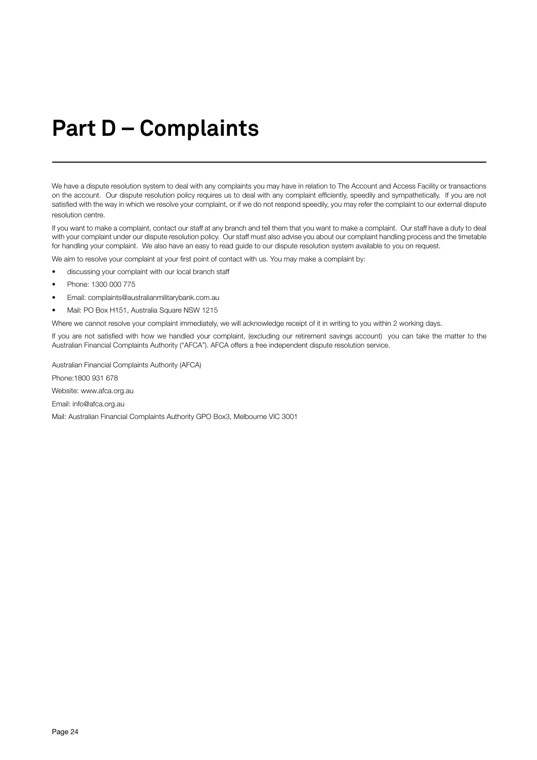# Part D – Complaints

We have a dispute resolution system to deal with any complaints you may have in relation to The Account and Access Facility or transactions on the account. Our dispute resolution policy requires us to deal with any complaint efficiently, speedily and sympathetically. If you are not satisfied with the way in which we resolve your complaint, or if we do not respond speedily, you may refer the complaint to our external dispute resolution centre.

If you want to make a complaint, contact our staff at any branch and tell them that you want to make a complaint. Our staff have a duty to deal with your complaint under our dispute resolution policy. Our staff must also advise you about our complaint handling process and the timetable for handling your complaint. We also have an easy to read guide to our dispute resolution system available to you on request.

We aim to resolve your complaint at your first point of contact with us. You may make a complaint by:

- discussing your complaint with our local branch staff
- Phone: 1300 000 775
- Email: complaints@australianmilitarybank.com.au
- Mail: PO Box H151, Australia Square NSW 1215

Where we cannot resolve your complaint immediately, we will acknowledge receipt of it in writing to you within 2 working days.

If you are not satisfied with how we handled your complaint, (excluding our retirement savings account) you can take the matter to the Australian Financial Complaints Authority ("AFCA"). AFCA offers a free independent dispute resolution service.

Australian Financial Complaints Authority (AFCA)

Phone:1800 931 678

Website: www.afca.org.au

Email: info@afca.org.au

Mail: Australian Financial Complaints Authority GPO Box3, Melbourne VIC 3001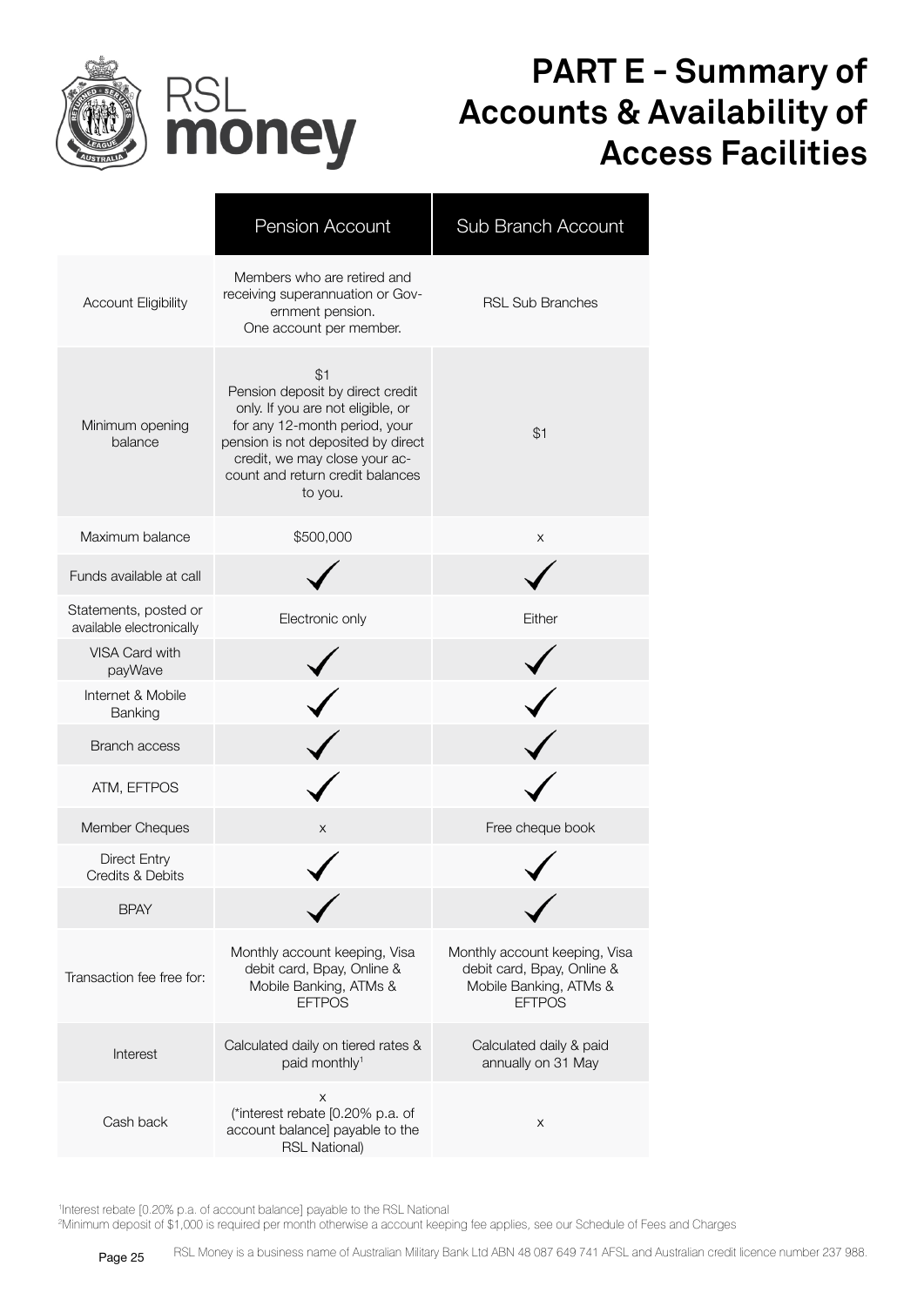# PART E - Summary of Accounts & Availability of Access Facilities

| | Pension Account | Sub Branch Account |
|---|---|---|
| Account Eligibility | Members who are retired and receiving superannuation or Government pension. One account per member. | RSL Sub Branches |
| Minimum opening balance | $1 Pension deposit by direct credit only. If you are not eligible, or for any 12-month period, your pension is not deposited by direct credit, we may close your account and return credit balances to you. | $1 |
| Maximum balance | $500,000 | x |
| Funds available at call | ✓ | ✓ |
| Statements, posted or available electronically | Electronic only | Either |
| VISA Card with payWave | ✓ | ✓ |
| Internet & Mobile Banking | ✓ | ✓ |
| Branch access | ✓ | ✓ |
| ATM, EFTPOS | ✓ | ✓ |
| Member Cheques | x | Free cheque book |
| Direct Entry Credits & Debits | ✓ | ✓ |
| BPAY | ✓ | ✓ |
| Transaction fee free for: | Monthly account keeping, Visa debit card, Bpay, Online & Mobile Banking, ATMs & EFTPOS | Monthly account keeping, Visa debit card, Bpay, Online & Mobile Banking, ATMs & EFTPOS |
| Interest | Calculated daily on tiered rates & paid monthly[1] | Calculated daily & paid annually on 31 May |
| Cash back | x (*interest rebate [0.20% p.a. of account balance] payable to the RSL National) | x |

[1]Interest rebate [0.20% p.a. of account balance] payable to the RSL National

[2]Minimum deposit of $1,000 is required per month otherwise a account keeping fee applies, see our Schedule of Fees and Charges

RSL Money is a business name of Australian Military Bank Ltd ABN 48 087 649 741 AFSL and Australian credit licence number 237 988.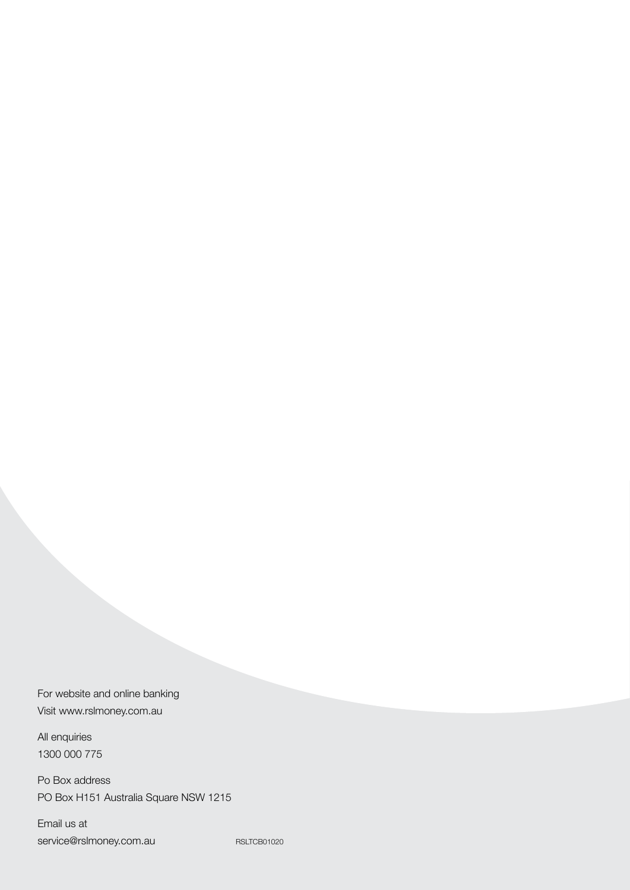For website and online banking
Visit www.rslmoney.com.au

All enquiries
1300 000 775

Po Box address
PO Box H151 Australia Square NSW 1215

Email us at
service@rslmoney.com.au

RSLTCB01020